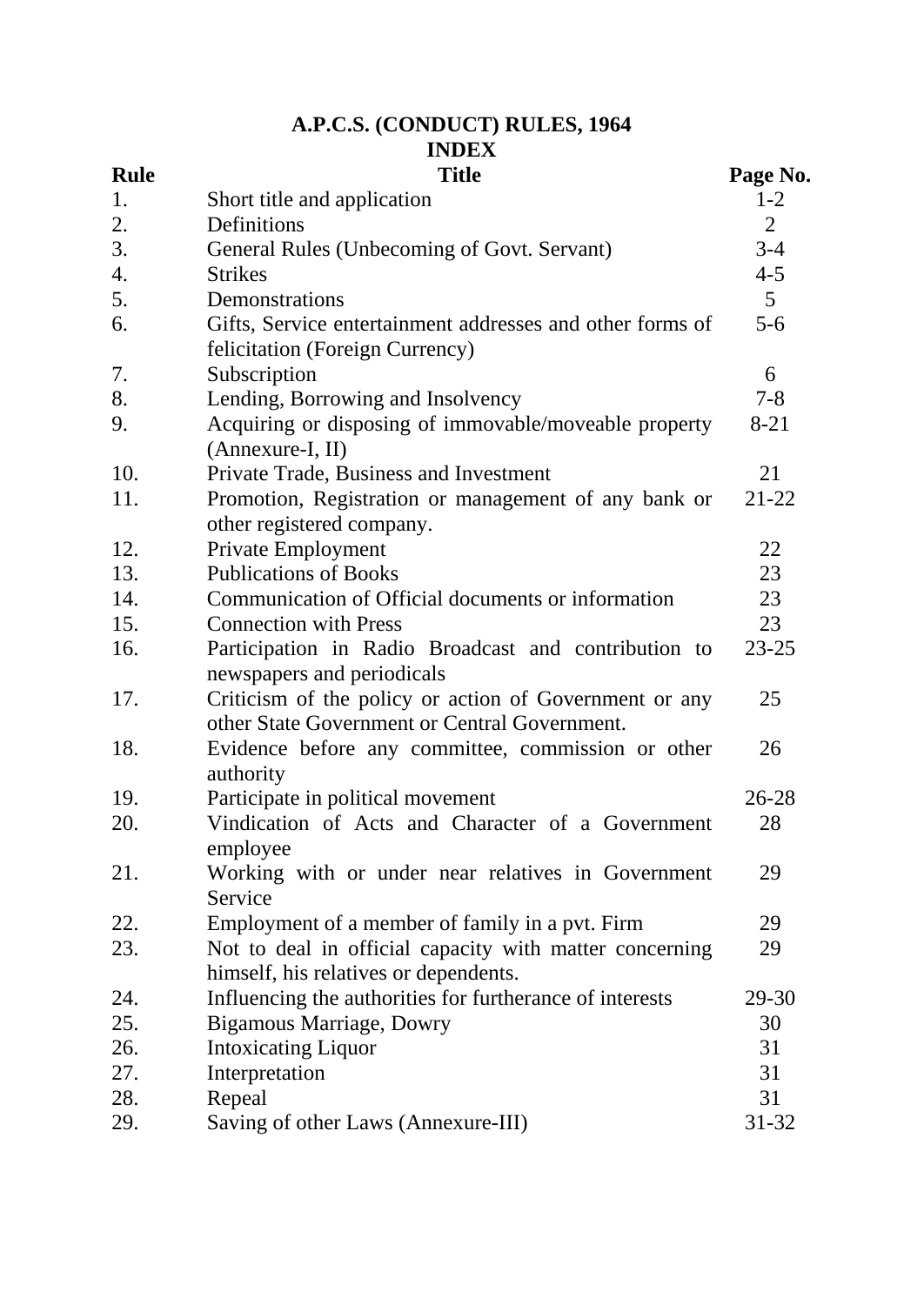# A.P.C.S. (CONDUCT) RULES, 1964

## INDEX

| Rule | Title | Page No. |
|---|---|---|
| 1. | Short title and application | 1-2 |
| 2. | Definitions | 2 |
| 3. | General Rules (Unbecoming of Govt. Servant) | 3-4 |
| 4. | Strikes | 4-5 |
| 5. | Demonstrations | 5 |
| 6. | Gifts, Service entertainment addresses and other forms of felicitation (Foreign Currency) | 5-6 |
| 7. | Subscription | 6 |
| 8. | Lending, Borrowing and Insolvency | 7-8 |
| 9. | Acquiring or disposing of immovable/moveable property (Annexure-I, II) | 8-21 |
| 10. | Private Trade, Business and Investment | 21 |
| 11. | Promotion, Registration or management of any bank or other registered company. | 21-22 |
| 12. | Private Employment | 22 |
| 13. | Publications of Books | 23 |
| 14. | Communication of Official documents or information | 23 |
| 15. | Connection with Press | 23 |
| 16. | Participation in Radio Broadcast and contribution to newspapers and periodicals | 23-25 |
| 17. | Criticism of the policy or action of Government or any other State Government or Central Government. | 25 |
| 18. | Evidence before any committee, commission or other authority | 26 |
| 19. | Participate in political movement | 26-28 |
| 20. | Vindication of Acts and Character of a Government employee | 28 |
| 21. | Working with or under near relatives in Government Service | 29 |
| 22. | Employment of a member of family in a pvt. Firm | 29 |
| 23. | Not to deal in official capacity with matter concerning himself, his relatives or dependents. | 29 |
| 24. | Influencing the authorities for furtherance of interests | 29-30 |
| 25. | Bigamous Marriage, Dowry | 30 |
| 26. | Intoxicating Liquor | 31 |
| 27. | Interpretation | 31 |
| 28. | Repeal | 31 |
| 29. | Saving of other Laws (Annexure-III) | 31-32 |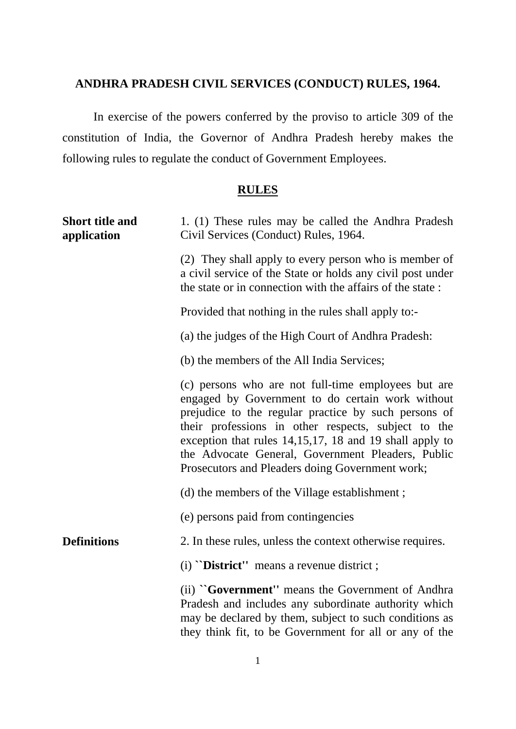# ANDHRA PRADESH CIVIL SERVICES (CONDUCT) RULES, 1964.

In exercise of the powers conferred by the proviso to article 309 of the constitution of India, the Governor of Andhra Pradesh hereby makes the following rules to regulate the conduct of Government Employees.

## RULES

**Short title and application**

1. (1) These rules may be called the Andhra Pradesh Civil Services (Conduct) Rules, 1964.

(2) They shall apply to every person who is member of a civil service of the State or holds any civil post under the state or in connection with the affairs of the state :

Provided that nothing in the rules shall apply to:-

(a) the judges of the High Court of Andhra Pradesh:

(b) the members of the All India Services;

(c) persons who are not full-time employees but are engaged by Government to do certain work without prejudice to the regular practice by such persons of their professions in other respects, subject to the exception that rules 14,15,17, 18 and 19 shall apply to the Advocate General, Government Pleaders, Public Prosecutors and Pleaders doing Government work;

(d) the members of the Village establishment ;

(e) persons paid from contingencies

**Definitions**

2. In these rules, unless the context otherwise requires.

(i) **``District''** means a revenue district ;

(ii) **``Government''** means the Government of Andhra Pradesh and includes any subordinate authority which may be declared by them, subject to such conditions as they think fit, to be Government for all or any of the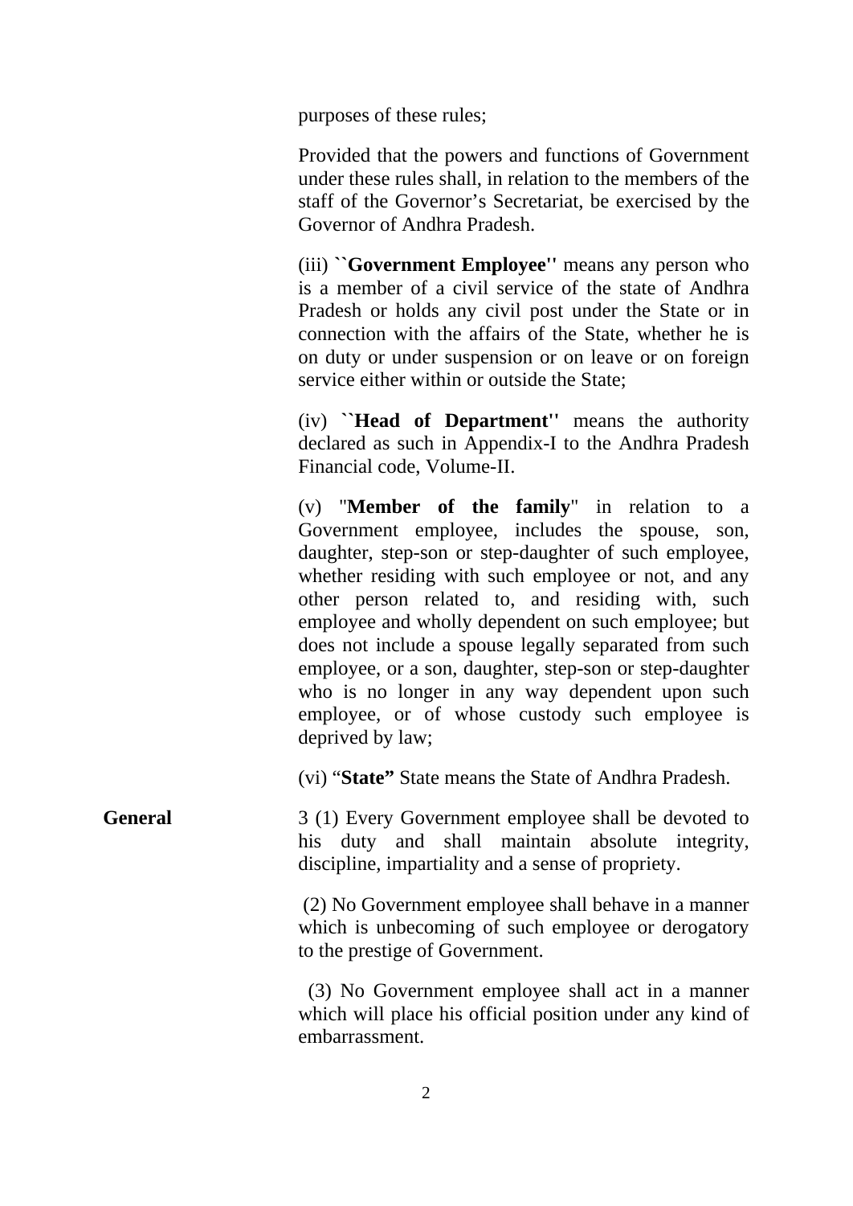purposes of these rules;

Provided that the powers and functions of Government under these rules shall, in relation to the members of the staff of the Governor's Secretariat, be exercised by the Governor of Andhra Pradesh.

(iii) **``Government Employee''** means any person who is a member of a civil service of the state of Andhra Pradesh or holds any civil post under the State or in connection with the affairs of the State, whether he is on duty or under suspension or on leave or on foreign service either within or outside the State;

(iv) **``Head of Department''** means the authority declared as such in Appendix-I to the Andhra Pradesh Financial code, Volume-II.

(v) "**Member of the family**" in relation to a Government employee, includes the spouse, son, daughter, step-son or step-daughter of such employee, whether residing with such employee or not, and any other person related to, and residing with, such employee and wholly dependent on such employee; but does not include a spouse legally separated from such employee, or a son, daughter, step-son or step-daughter who is no longer in any way dependent upon such employee, or of whose custody such employee is deprived by law;

(vi) "**State"** State means the State of Andhra Pradesh.

**General**

3 (1) Every Government employee shall be devoted to his duty and shall maintain absolute integrity, discipline, impartiality and a sense of propriety.

(2) No Government employee shall behave in a manner which is unbecoming of such employee or derogatory to the prestige of Government.

(3) No Government employee shall act in a manner which will place his official position under any kind of embarrassment.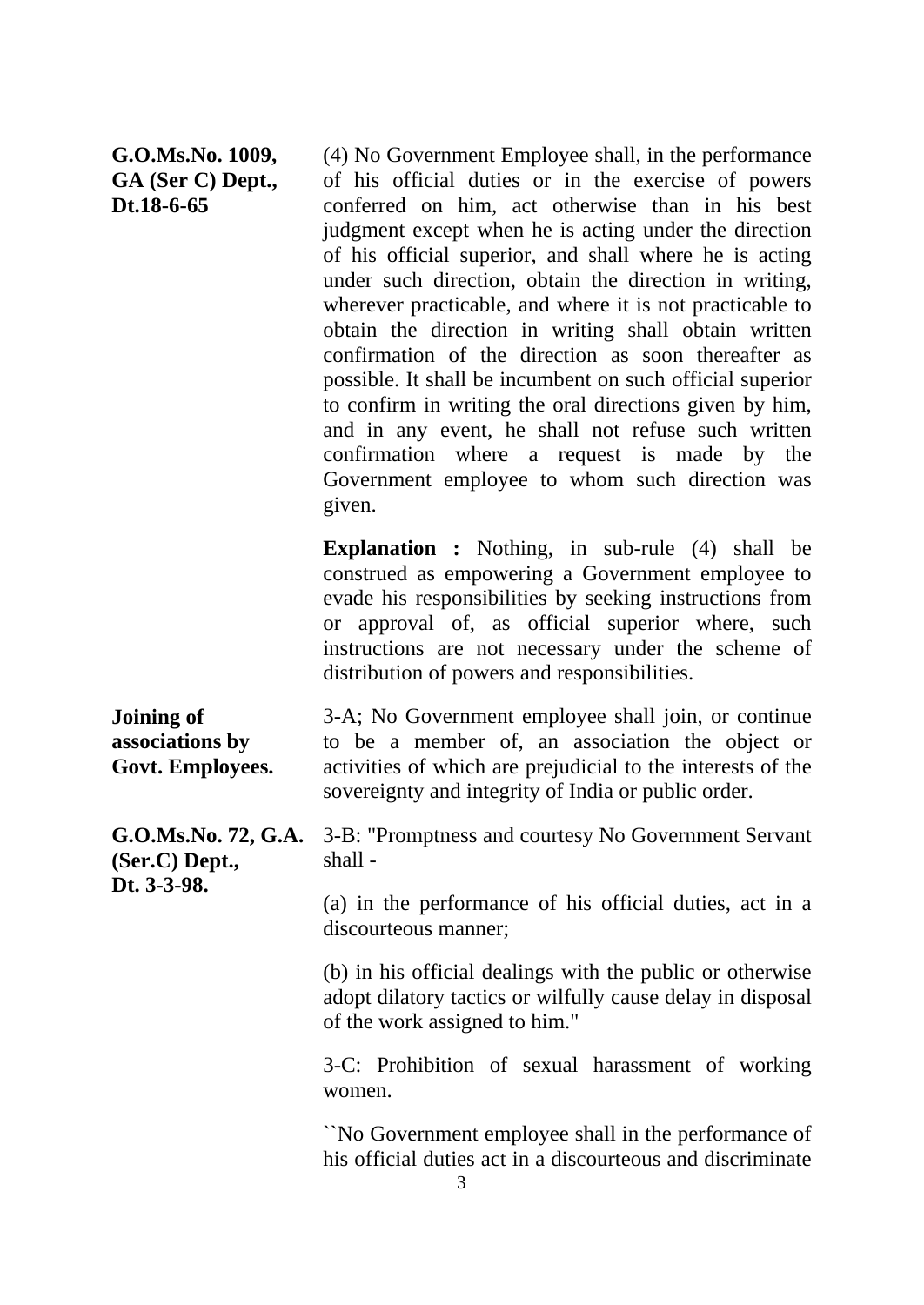**G.O.Ms.No. 1009, GA (Ser C) Dept., Dt.18-6-65**

(4) No Government Employee shall, in the performance of his official duties or in the exercise of powers conferred on him, act otherwise than in his best judgment except when he is acting under the direction of his official superior, and shall where he is acting under such direction, obtain the direction in writing, wherever practicable, and where it is not practicable to obtain the direction in writing shall obtain written confirmation of the direction as soon thereafter as possible. It shall be incumbent on such official superior to confirm in writing the oral directions given by him, and in any event, he shall not refuse such written confirmation where a request is made by the Government employee to whom such direction was given.

**Explanation :** Nothing, in sub-rule (4) shall be construed as empowering a Government employee to evade his responsibilities by seeking instructions from or approval of, as official superior where, such instructions are not necessary under the scheme of distribution of powers and responsibilities.

**Joining of associations by Govt. Employees.**

3-A; No Government employee shall join, or continue to be a member of, an association the object or activities of which are prejudicial to the interests of the sovereignty and integrity of India or public order.

**G.O.Ms.No. 72, G.A. (Ser.C) Dept., Dt. 3-3-98.**

3-B: "Promptness and courtesy No Government Servant shall -

(a) in the performance of his official duties, act in a discourteous manner;

(b) in his official dealings with the public or otherwise adopt dilatory tactics or wilfully cause delay in disposal of the work assigned to him."

3-C: Prohibition of sexual harassment of working women.

``No Government employee shall in the performance of his official duties act in a discourteous and discriminate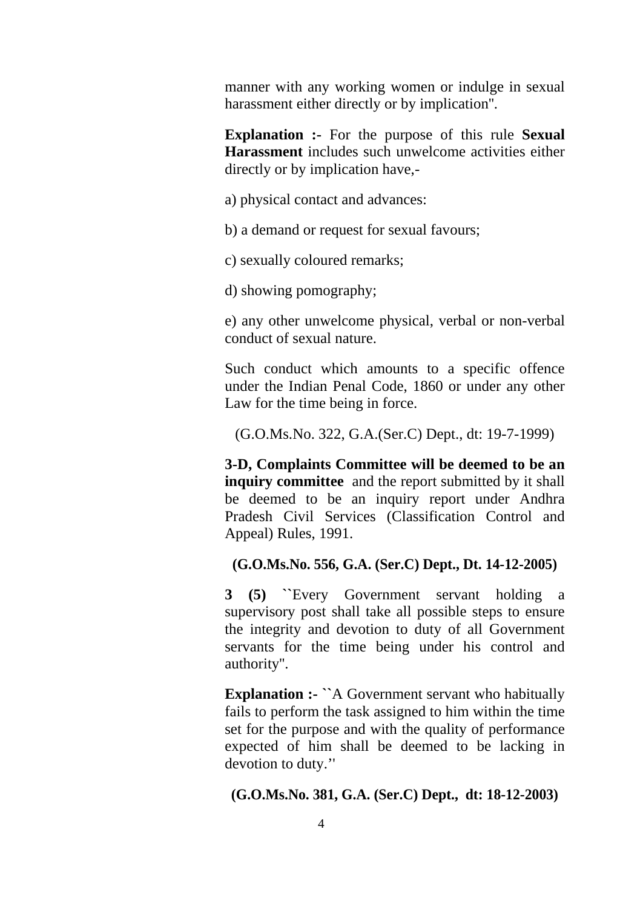manner with any working women or indulge in sexual harassment either directly or by implication".

**Explanation :-** For the purpose of this rule **Sexual Harassment** includes such unwelcome activities either directly or by implication have,-

a) physical contact and advances:

b) a demand or request for sexual favours;

c) sexually coloured remarks;

d) showing pomography;

e) any other unwelcome physical, verbal or non-verbal conduct of sexual nature.

Such conduct which amounts to a specific offence under the Indian Penal Code, 1860 or under any other Law for the time being in force.

(G.O.Ms.No. 322, G.A.(Ser.C) Dept., dt: 19-7-1999)

**3-D, Complaints Committee will be deemed to be an inquiry committee** and the report submitted by it shall be deemed to be an inquiry report under Andhra Pradesh Civil Services (Classification Control and Appeal) Rules, 1991.

**(G.O.Ms.No. 556, G.A. (Ser.C) Dept., Dt. 14-12-2005)**

**3 (5)** ``Every Government servant holding a supervisory post shall take all possible steps to ensure the integrity and devotion to duty of all Government servants for the time being under his control and authority".

**Explanation :-** ``A Government servant who habitually fails to perform the task assigned to him within the time set for the purpose and with the quality of performance expected of him shall be deemed to be lacking in devotion to duty.''

**(G.O.Ms.No. 381, G.A. (Ser.C) Dept., dt: 18-12-2003)**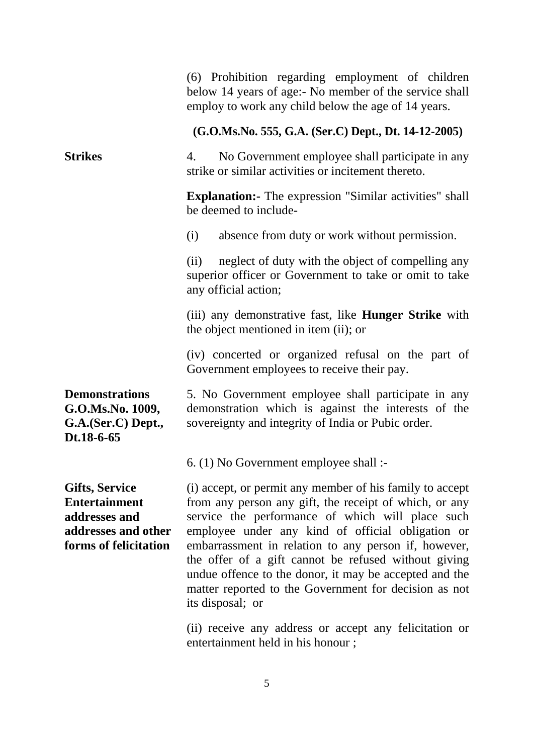(6) Prohibition regarding employment of children below 14 years of age:- No member of the service shall employ to work any child below the age of 14 years.

**(G.O.Ms.No. 555, G.A. (Ser.C) Dept., Dt. 14-12-2005)**

**Strikes**

4. No Government employee shall participate in any strike or similar activities or incitement thereto.

**Explanation:-** The expression "Similar activities" shall be deemed to include-

(i) absence from duty or work without permission.

(ii) neglect of duty with the object of compelling any superior officer or Government to take or omit to take any official action;

(iii) any demonstrative fast, like **Hunger Strike** with the object mentioned in item (ii); or

(iv) concerted or organized refusal on the part of Government employees to receive their pay.

**Demonstrations G.O.Ms.No. 1009, G.A.(Ser.C) Dept., Dt.18-6-65**

5. No Government employee shall participate in any demonstration which is against the interests of the sovereignty and integrity of India or Pubic order.

6. (1) No Government employee shall :-

**Gifts, Service Entertainment addresses and addresses and other forms of felicitation**

(i) accept, or permit any member of his family to accept from any person any gift, the receipt of which, or any service the performance of which will place such employee under any kind of official obligation or embarrassment in relation to any person if, however, the offer of a gift cannot be refused without giving undue offence to the donor, it may be accepted and the matter reported to the Government for decision as not its disposal; or

(ii) receive any address or accept any felicitation or entertainment held in his honour ;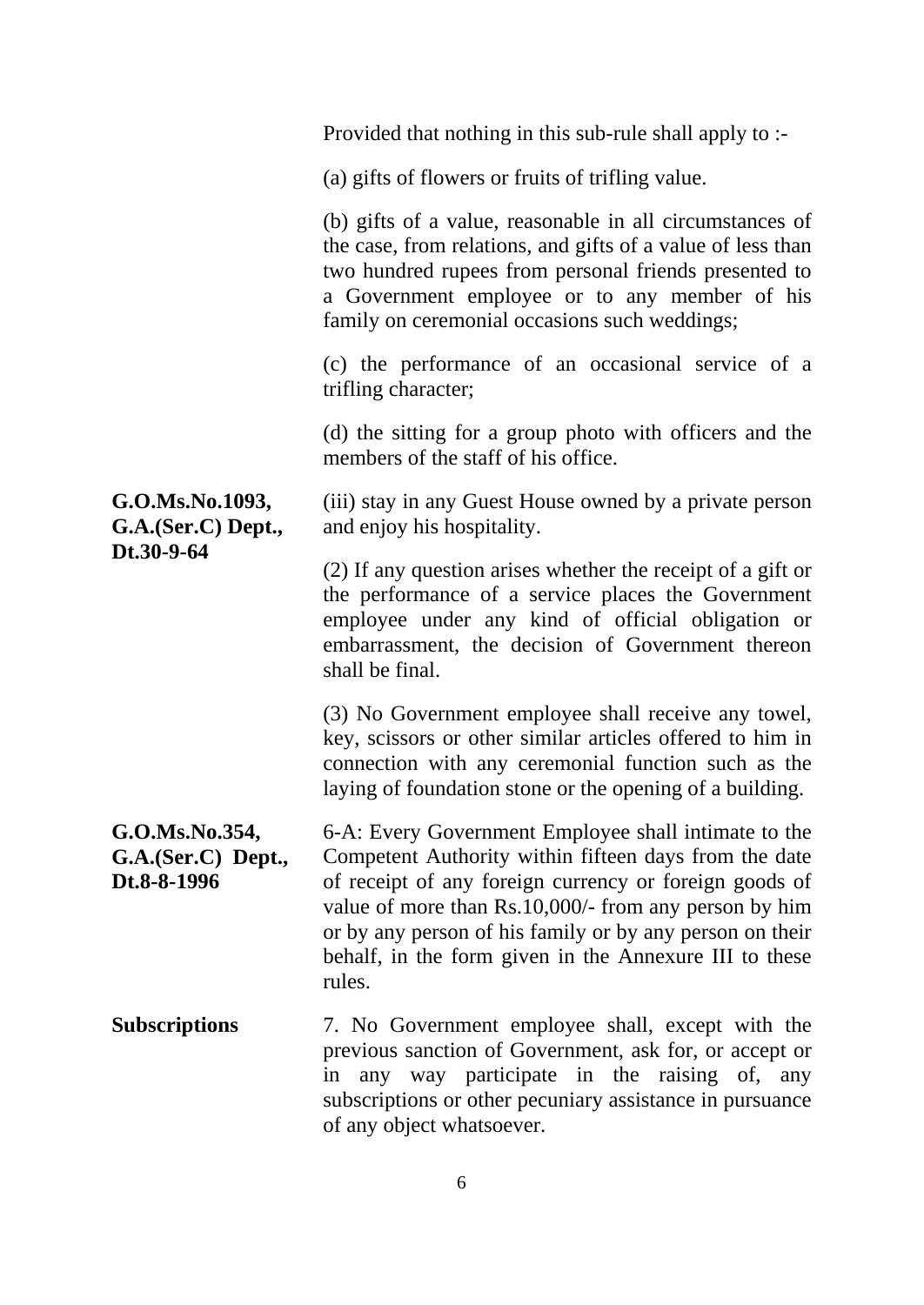Provided that nothing in this sub-rule shall apply to :-

(a) gifts of flowers or fruits of trifling value.

(b) gifts of a value, reasonable in all circumstances of the case, from relations, and gifts of a value of less than two hundred rupees from personal friends presented to a Government employee or to any member of his family on ceremonial occasions such weddings;

(c) the performance of an occasional service of a trifling character;

(d) the sitting for a group photo with officers and the members of the staff of his office.

**G.O.Ms.No.1093, G.A.(Ser.C) Dept., Dt.30-9-64**

(iii) stay in any Guest House owned by a private person and enjoy his hospitality.

(2) If any question arises whether the receipt of a gift or the performance of a service places the Government employee under any kind of official obligation or embarrassment, the decision of Government thereon shall be final.

(3) No Government employee shall receive any towel, key, scissors or other similar articles offered to him in connection with any ceremonial function such as the laying of foundation stone or the opening of a building.

**G.O.Ms.No.354, G.A.(Ser.C) Dept., Dt.8-8-1996**

6-A: Every Government Employee shall intimate to the Competent Authority within fifteen days from the date of receipt of any foreign currency or foreign goods of value of more than Rs.10,000/- from any person by him or by any person of his family or by any person on their behalf, in the form given in the Annexure III to these rules.

**Subscriptions**

7. No Government employee shall, except with the previous sanction of Government, ask for, or accept or in any way participate in the raising of, any subscriptions or other pecuniary assistance in pursuance of any object whatsoever.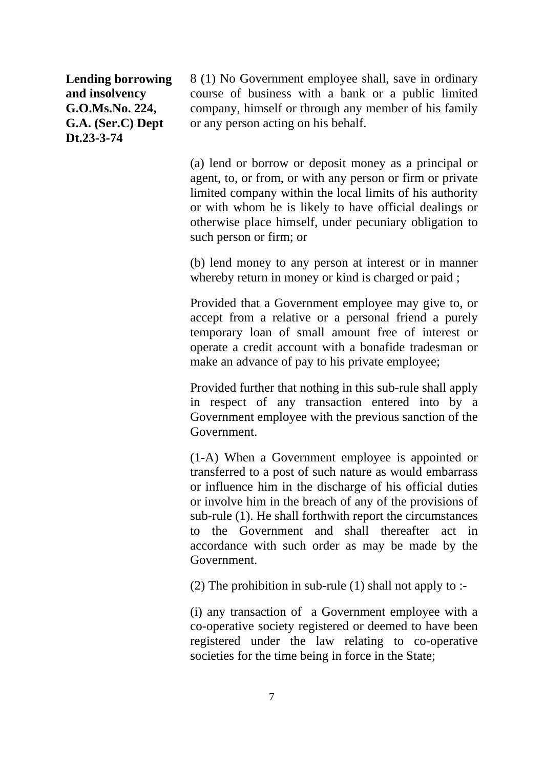**Lending borrowing and insolvency G.O.Ms.No. 224, G.A. (Ser.C) Dept Dt.23-3-74**

8 (1) No Government employee shall, save in ordinary course of business with a bank or a public limited company, himself or through any member of his family or any person acting on his behalf.

(a) lend or borrow or deposit money as a principal or agent, to, or from, or with any person or firm or private limited company within the local limits of his authority or with whom he is likely to have official dealings or otherwise place himself, under pecuniary obligation to such person or firm; or

(b) lend money to any person at interest or in manner whereby return in money or kind is charged or paid ;

Provided that a Government employee may give to, or accept from a relative or a personal friend a purely temporary loan of small amount free of interest or operate a credit account with a bonafide tradesman or make an advance of pay to his private employee;

Provided further that nothing in this sub-rule shall apply in respect of any transaction entered into by a Government employee with the previous sanction of the Government.

(1-A) When a Government employee is appointed or transferred to a post of such nature as would embarrass or influence him in the discharge of his official duties or involve him in the breach of any of the provisions of sub-rule (1). He shall forthwith report the circumstances to the Government and shall thereafter act in accordance with such order as may be made by the Government.

(2) The prohibition in sub-rule (1) shall not apply to :-

(i) any transaction of a Government employee with a co-operative society registered or deemed to have been registered under the law relating to co-operative societies for the time being in force in the State;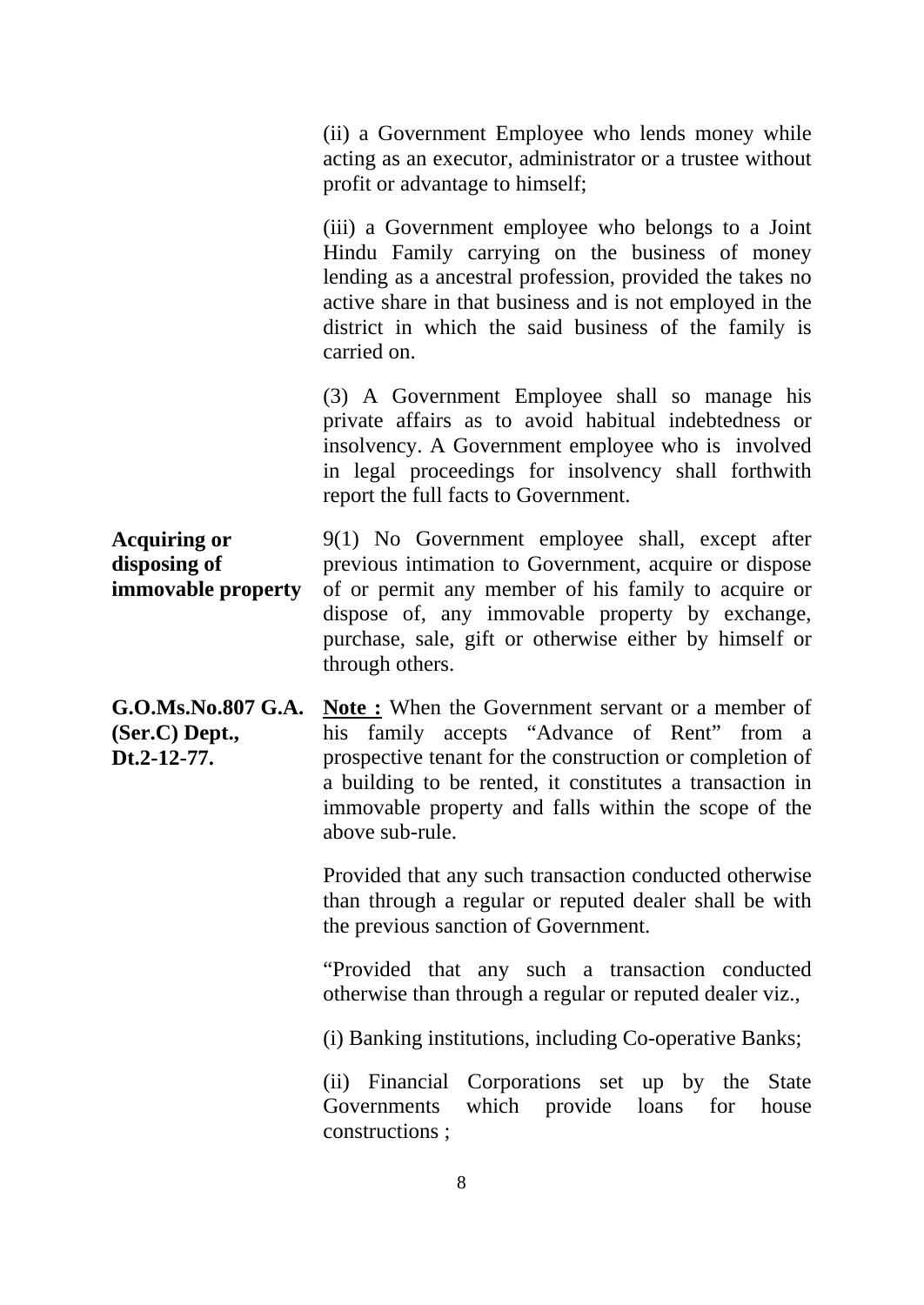(ii) a Government Employee who lends money while acting as an executor, administrator or a trustee without profit or advantage to himself;

(iii) a Government employee who belongs to a Joint Hindu Family carrying on the business of money lending as a ancestral profession, provided the takes no active share in that business and is not employed in the district in which the said business of the family is carried on.

(3) A Government Employee shall so manage his private affairs as to avoid habitual indebtedness or insolvency. A Government employee who is involved in legal proceedings for insolvency shall forthwith report the full facts to Government.

**Acquiring or disposing of immovable property**

9(1) No Government employee shall, except after previous intimation to Government, acquire or dispose of or permit any member of his family to acquire or dispose of, any immovable property by exchange, purchase, sale, gift or otherwise either by himself or through others.

**G.O.Ms.No.807 G.A. (Ser.C) Dept., Dt.2-12-77.**

**Note :** When the Government servant or a member of his family accepts "Advance of Rent" from a prospective tenant for the construction or completion of a building to be rented, it constitutes a transaction in immovable property and falls within the scope of the above sub-rule.

Provided that any such transaction conducted otherwise than through a regular or reputed dealer shall be with the previous sanction of Government.

"Provided that any such a transaction conducted otherwise than through a regular or reputed dealer viz.,

(i) Banking institutions, including Co-operative Banks;

(ii) Financial Corporations set up by the State Governments which provide loans for house constructions ;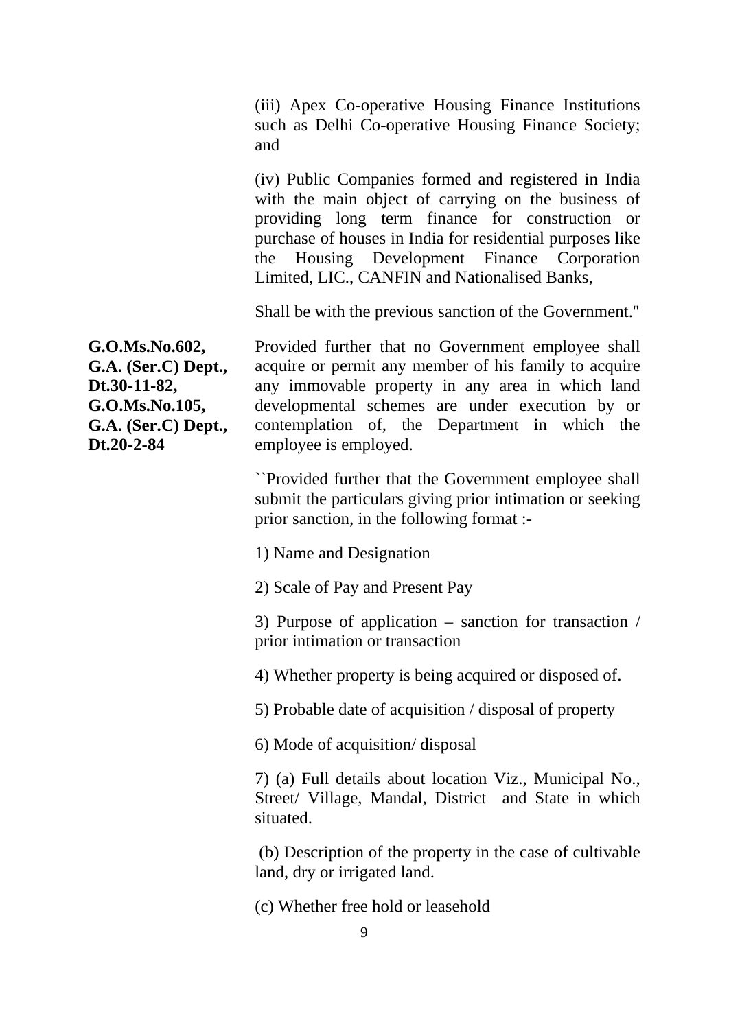(iii) Apex Co-operative Housing Finance Institutions such as Delhi Co-operative Housing Finance Society; and

(iv) Public Companies formed and registered in India with the main object of carrying on the business of providing long term finance for construction or purchase of houses in India for residential purposes like the Housing Development Finance Corporation Limited, LIC., CANFIN and Nationalised Banks,

Shall be with the previous sanction of the Government."

**G.O.Ms.No.602, G.A. (Ser.C) Dept., Dt.30-11-82, G.O.Ms.No.105, G.A. (Ser.C) Dept., Dt.20-2-84**

Provided further that no Government employee shall acquire or permit any member of his family to acquire any immovable property in any area in which land developmental schemes are under execution by or contemplation of, the Department in which the employee is employed.

``Provided further that the Government employee shall submit the particulars giving prior intimation or seeking prior sanction, in the following format :-

1) Name and Designation

2) Scale of Pay and Present Pay

3) Purpose of application – sanction for transaction / prior intimation or transaction

4) Whether property is being acquired or disposed of.

5) Probable date of acquisition / disposal of property

6) Mode of acquisition/ disposal

7) (a) Full details about location Viz., Municipal No., Street/ Village, Mandal, District and State in which situated.

(b) Description of the property in the case of cultivable land, dry or irrigated land.

(c) Whether free hold or leasehold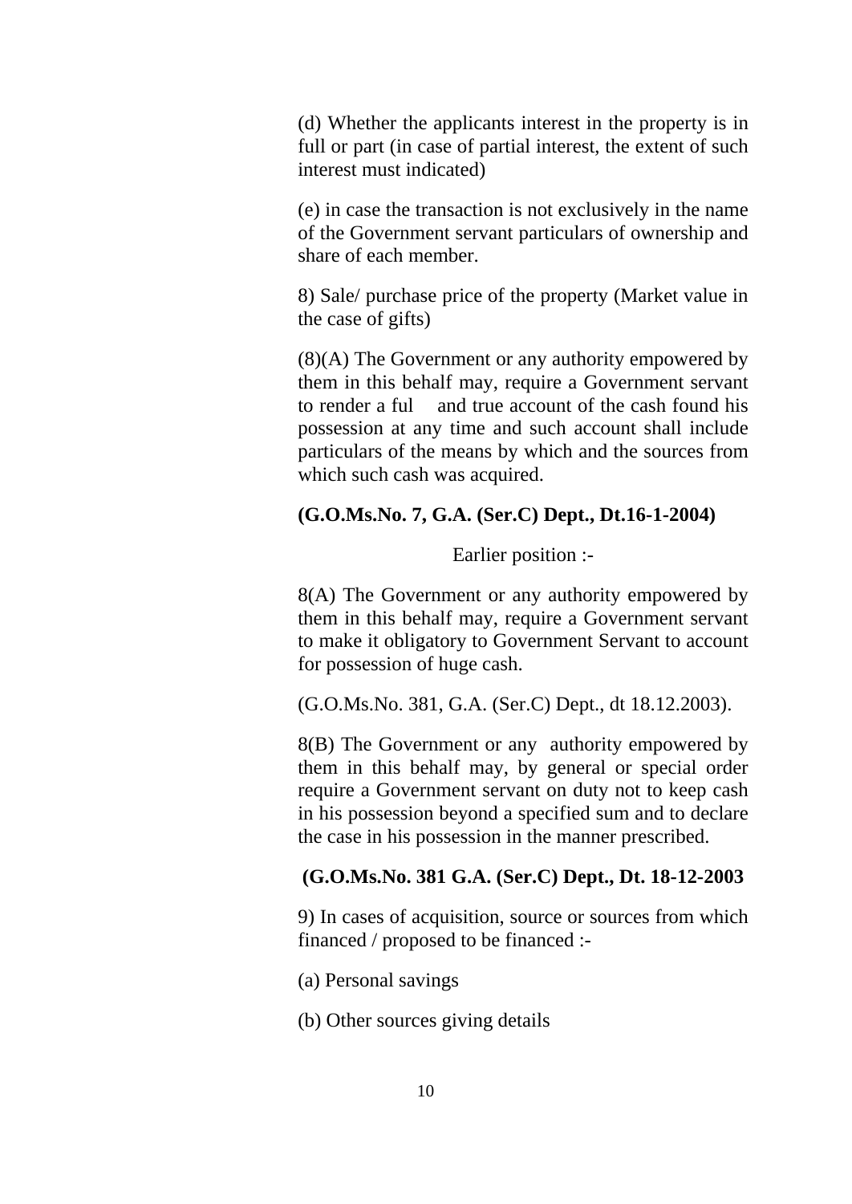(d) Whether the applicants interest in the property is in full or part (in case of partial interest, the extent of such interest must indicated)

(e) in case the transaction is not exclusively in the name of the Government servant particulars of ownership and share of each member.

8) Sale/ purchase price of the property (Market value in the case of gifts)

(8)(A) The Government or any authority empowered by them in this behalf may, require a Government servant to render a ful and true account of the cash found his possession at any time and such account shall include particulars of the means by which and the sources from which such cash was acquired.

**(G.O.Ms.No. 7, G.A. (Ser.C) Dept., Dt.16-1-2004)**

Earlier position :-

8(A) The Government or any authority empowered by them in this behalf may, require a Government servant to make it obligatory to Government Servant to account for possession of huge cash.

(G.O.Ms.No. 381, G.A. (Ser.C) Dept., dt 18.12.2003).

8(B) The Government or any authority empowered by them in this behalf may, by general or special order require a Government servant on duty not to keep cash in his possession beyond a specified sum and to declare the case in his possession in the manner prescribed.

**(G.O.Ms.No. 381 G.A. (Ser.C) Dept., Dt. 18-12-2003**

9) In cases of acquisition, source or sources from which financed / proposed to be financed :-

(a) Personal savings

(b) Other sources giving details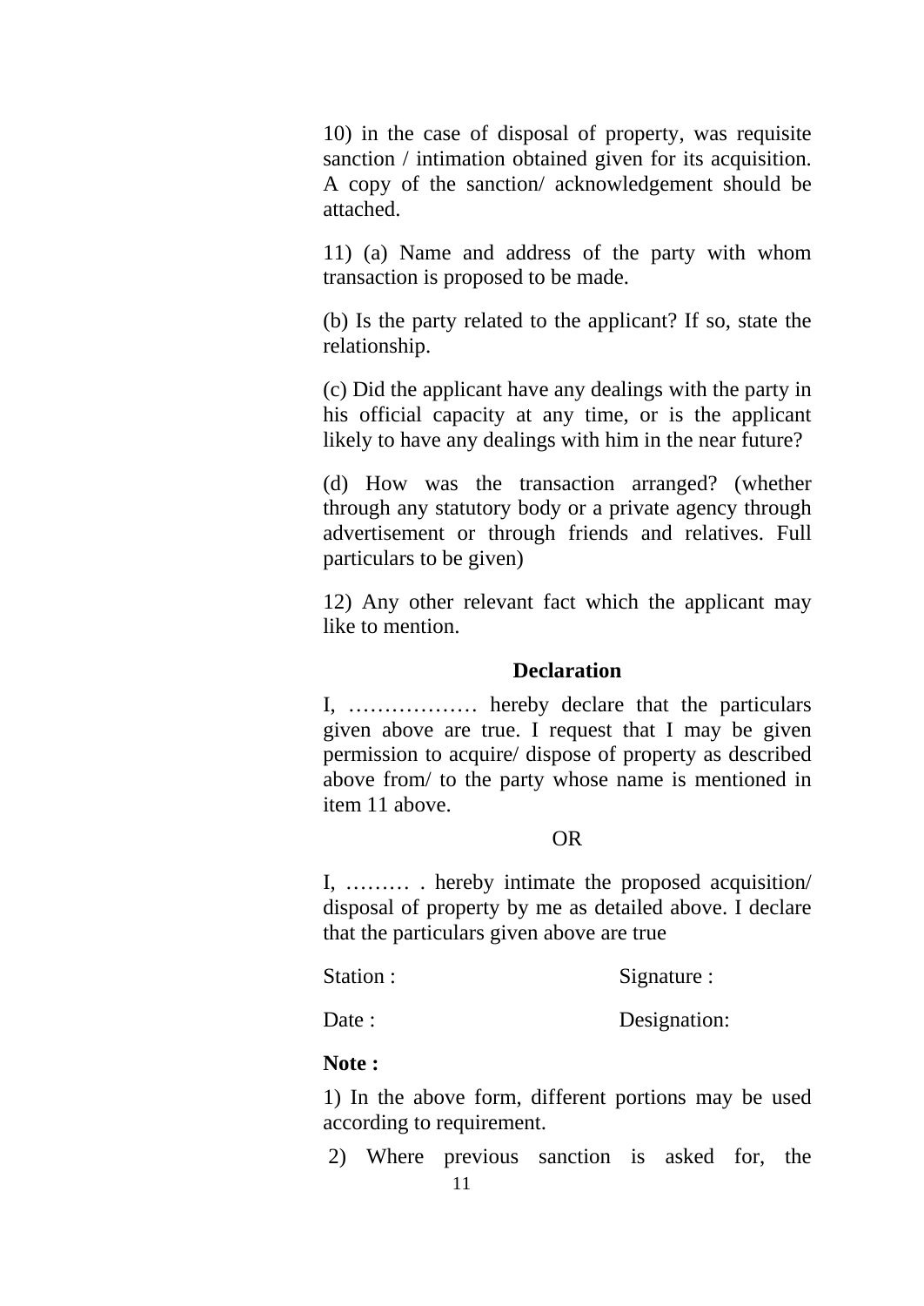10) in the case of disposal of property, was requisite sanction / intimation obtained given for its acquisition. A copy of the sanction/ acknowledgement should be attached.

11) (a) Name and address of the party with whom transaction is proposed to be made.

(b) Is the party related to the applicant? If so, state the relationship.

(c) Did the applicant have any dealings with the party in his official capacity at any time, or is the applicant likely to have any dealings with him in the near future?

(d) How was the transaction arranged? (whether through any statutory body or a private agency through advertisement or through friends and relatives. Full particulars to be given)

12) Any other relevant fact which the applicant may like to mention.

**Declaration**

I, ……………… hereby declare that the particulars given above are true. I request that I may be given permission to acquire/ dispose of property as described above from/ to the party whose name is mentioned in item 11 above.

OR

I, ……… . hereby intimate the proposed acquisition/ disposal of property by me as detailed above. I declare that the particulars given above are true

Station : Signature :

Date : Designation:

**Note :**

1) In the above form, different portions may be used according to requirement.

2) Where previous sanction is asked for, the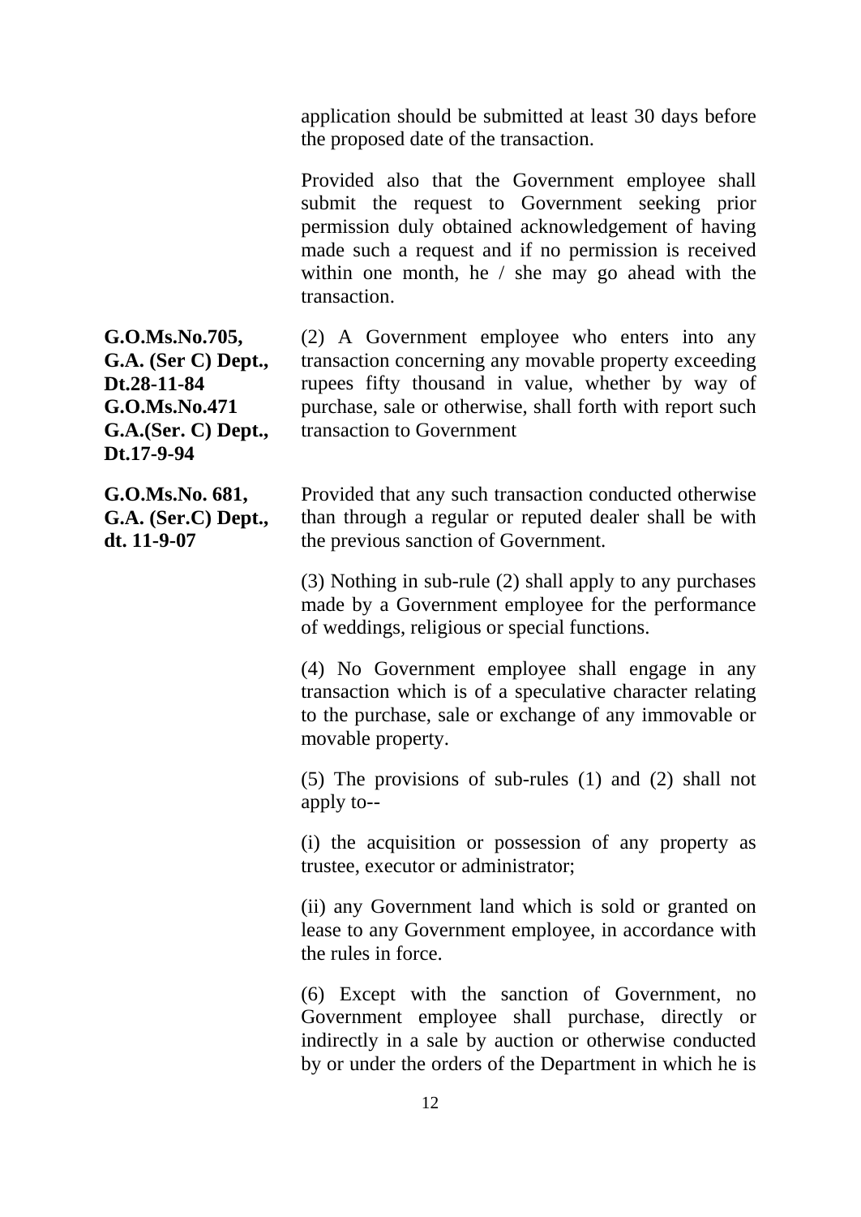application should be submitted at least 30 days before the proposed date of the transaction.

Provided also that the Government employee shall submit the request to Government seeking prior permission duly obtained acknowledgement of having made such a request and if no permission is received within one month, he / she may go ahead with the transaction.

**G.O.Ms.No.705, G.A. (Ser C) Dept., Dt.28-11-84**
**G.O.Ms.No.471 G.A.(Ser. C) Dept., Dt.17-9-94**

(2) A Government employee who enters into any transaction concerning any movable property exceeding rupees fifty thousand in value, whether by way of purchase, sale or otherwise, shall forth with report such transaction to Government

**G.O.Ms.No. 681, G.A. (Ser.C) Dept., dt. 11-9-07**

Provided that any such transaction conducted otherwise than through a regular or reputed dealer shall be with the previous sanction of Government.

(3) Nothing in sub-rule (2) shall apply to any purchases made by a Government employee for the performance of weddings, religious or special functions.

(4) No Government employee shall engage in any transaction which is of a speculative character relating to the purchase, sale or exchange of any immovable or movable property.

(5) The provisions of sub-rules (1) and (2) shall not apply to--

(i) the acquisition or possession of any property as trustee, executor or administrator;

(ii) any Government land which is sold or granted on lease to any Government employee, in accordance with the rules in force.

(6) Except with the sanction of Government, no Government employee shall purchase, directly or indirectly in a sale by auction or otherwise conducted by or under the orders of the Department in which he is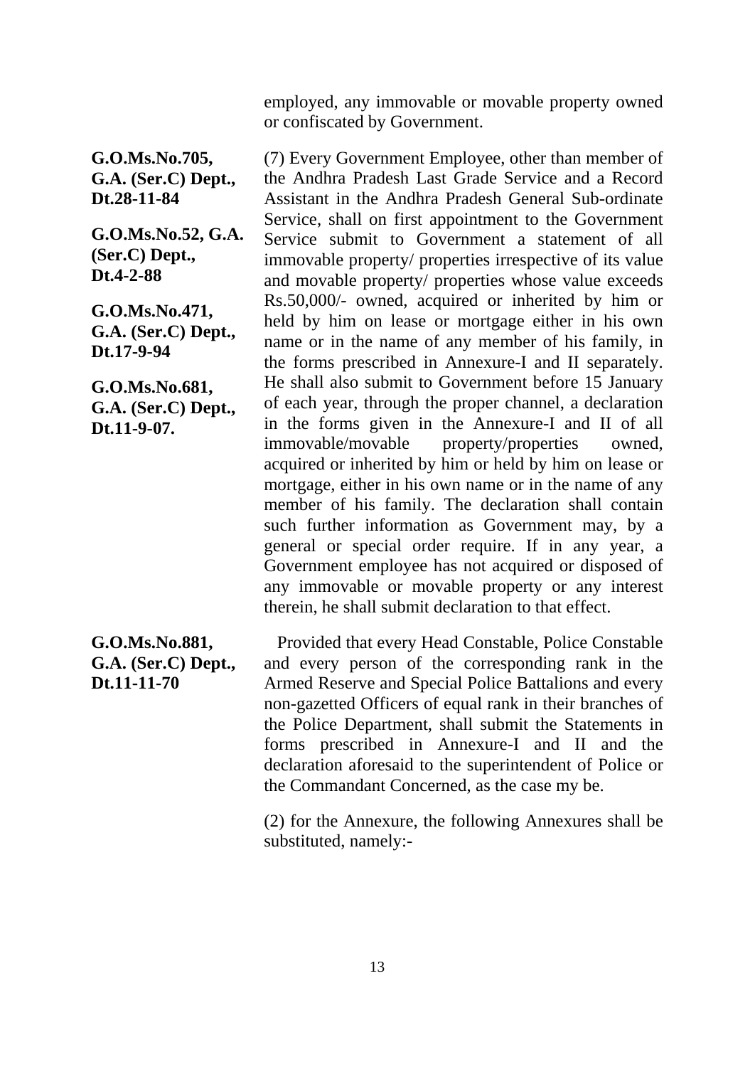employed, any immovable or movable property owned or confiscated by Government.

**G.O.Ms.No.705, G.A. (Ser.C) Dept., Dt.28-11-84**

**G.O.Ms.No.52, G.A. (Ser.C) Dept., Dt.4-2-88**

**G.O.Ms.No.471, G.A. (Ser.C) Dept., Dt.17-9-94**

**G.O.Ms.No.681, G.A. (Ser.C) Dept., Dt.11-9-07.**

(7) Every Government Employee, other than member of the Andhra Pradesh Last Grade Service and a Record Assistant in the Andhra Pradesh General Sub-ordinate Service, shall on first appointment to the Government Service submit to Government a statement of all immovable property/ properties irrespective of its value and movable property/ properties whose value exceeds Rs.50,000/- owned, acquired or inherited by him or held by him on lease or mortgage either in his own name or in the name of any member of his family, in the forms prescribed in Annexure-I and II separately. He shall also submit to Government before 15 January of each year, through the proper channel, a declaration in the forms given in the Annexure-I and II of all immovable/movable property/properties owned, acquired or inherited by him or held by him on lease or mortgage, either in his own name or in the name of any member of his family. The declaration shall contain such further information as Government may, by a general or special order require. If in any year, a Government employee has not acquired or disposed of any immovable or movable property or any interest therein, he shall submit declaration to that effect.

**G.O.Ms.No.881, G.A. (Ser.C) Dept., Dt.11-11-70**

Provided that every Head Constable, Police Constable and every person of the corresponding rank in the Armed Reserve and Special Police Battalions and every non-gazetted Officers of equal rank in their branches of the Police Department, shall submit the Statements in forms prescribed in Annexure-I and II and the declaration aforesaid to the superintendent of Police or the Commandant Concerned, as the case my be.

(2) for the Annexure, the following Annexures shall be substituted, namely:-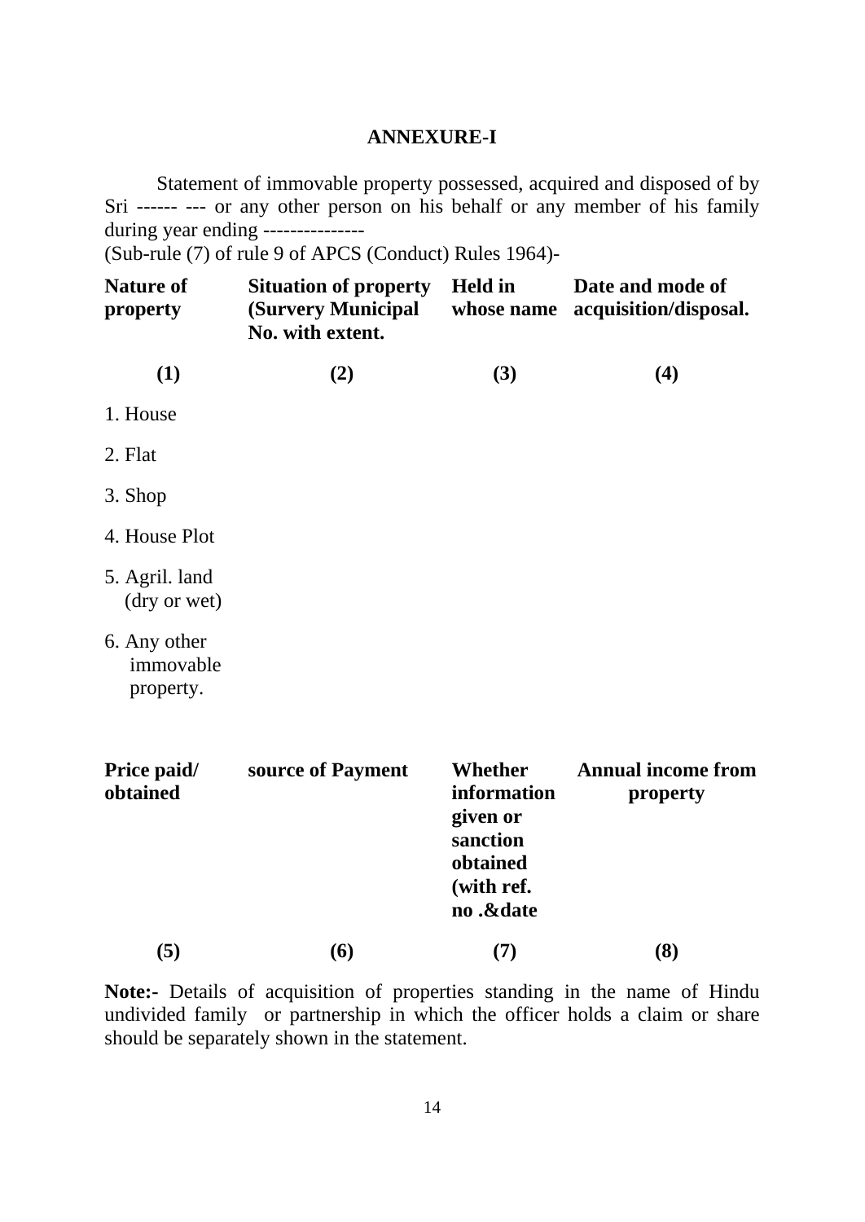## ANNEXURE-I

Statement of immovable property possessed, acquired and disposed of by Sri ------ --- or any other person on his behalf or any member of his family during year ending ---------------

(Sub-rule (7) of rule 9 of APCS (Conduct) Rules 1964)-

| Nature of property | Situation of property (Survery Municipal No. with extent. | Held in whose name | Date and mode of acquisition/disposal. |
|---|---|---|---|
| (1) | (2) | (3) | (4) |
| 1. House | | | |
| 2. Flat | | | |
| 3. Shop | | | |
| 4. House Plot | | | |
| 5. Agril. land (dry or wet) | | | |
| 6. Any other immovable property. | | | |

| Price paid/ obtained | source of Payment | Whether information given or sanction obtained (with ref. no .&date | Annual income from property |
|---|---|---|---|
| (5) | (6) | (7) | (8) |

**Note:-** Details of acquisition of properties standing in the name of Hindu undivided family or partnership in which the officer holds a claim or share should be separately shown in the statement.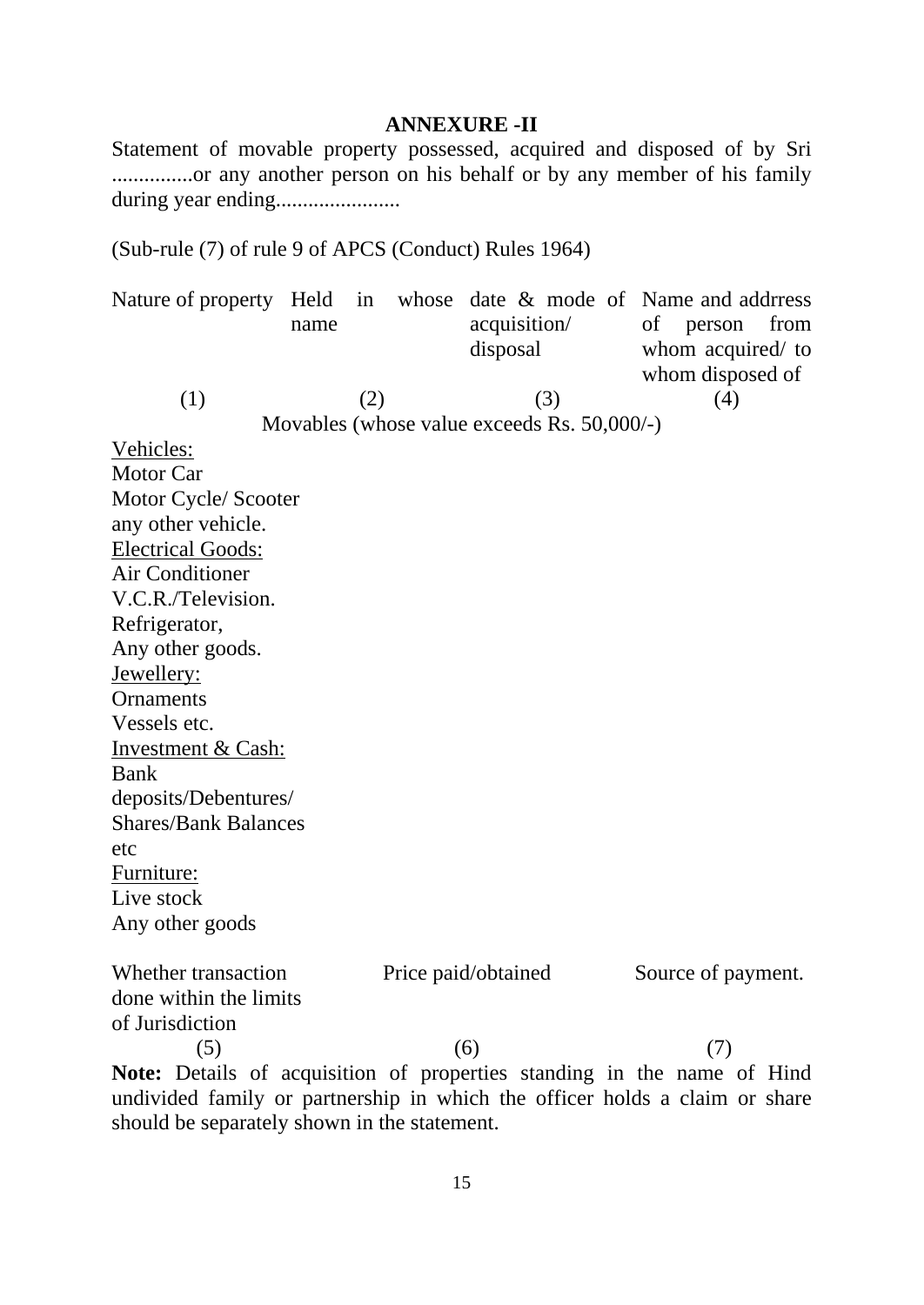# ANNEXURE -II

Statement of movable property possessed, acquired and disposed of by Sri ...............or any another person on his behalf or by any member of his family during year ending.......................

(Sub-rule (7) of rule 9 of APCS (Conduct) Rules 1964)

| Nature of property | Held in whose name | date & mode of acquisition/ disposal | Name and addrress of person from whom acquired/ to whom disposed of |
|---|---|---|---|
| (1) | (2) | (3) | (4) |

Movables (whose value exceeds Rs. 50,000/-)

Vehicles:
Motor Car
Motor Cycle/ Scooter
any other vehicle.
Electrical Goods:
Air Conditioner
V.C.R./Television.
Refrigerator,
Any other goods.
Jewellery:
Ornaments
Vessels etc.
Investment & Cash:
Bank deposits/Debentures/ Shares/Bank Balances etc
Furniture:
Live stock
Any other goods

| Whether transaction done within the limits of Jurisdiction | Price paid/obtained | Source of payment. |
|---|---|---|
| (5) | (6) | (7) |

**Note:** Details of acquisition of properties standing in the name of Hind undivided family or partnership in which the officer holds a claim or share should be separately shown in the statement.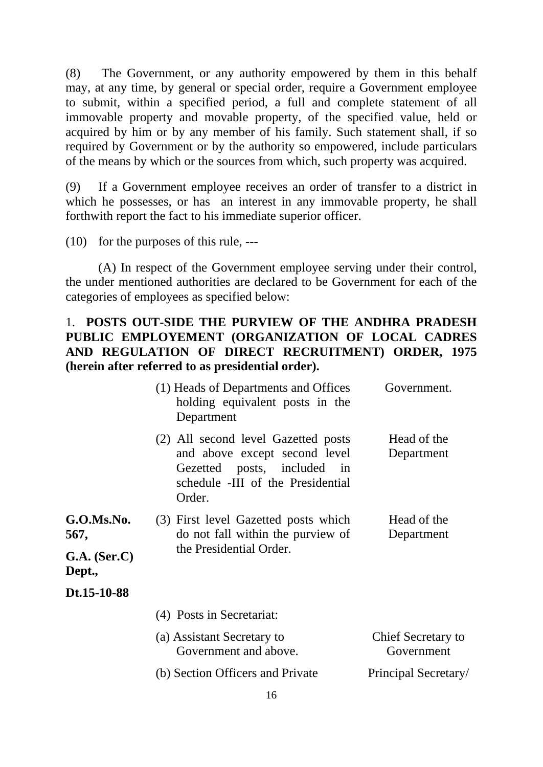(8) The Government, or any authority empowered by them in this behalf may, at any time, by general or special order, require a Government employee to submit, within a specified period, a full and complete statement of all immovable property and movable property, of the specified value, held or acquired by him or by any member of his family. Such statement shall, if so required by Government or by the authority so empowered, include particulars of the means by which or the sources from which, such property was acquired.

(9) If a Government employee receives an order of transfer to a district in which he possesses, or has an interest in any immovable property, he shall forthwith report the fact to his immediate superior officer.

(10) for the purposes of this rule, ---

(A) In respect of the Government employee serving under their control, the under mentioned authorities are declared to be Government for each of the categories of employees as specified below:

1. **POSTS OUT-SIDE THE PURVIEW OF THE ANDHRA PRADESH PUBLIC EMPLOYEMENT (ORGANIZATION OF LOCAL CADRES AND REGULATION OF DIRECT RECRUITMENT) ORDER, 1975 (herein after referred to as presidential order).**

| | | |
|---|---|---|
| | (1) Heads of Departments and Offices holding equivalent posts in the Department | Government. |
| | (2) All second level Gazetted posts and above except second level Gezetted posts, included in schedule -III of the Presidential Order. | Head of the Department |
| **G.O.Ms.No. 567, G.A. (Ser.C) Dept., Dt.15-10-88** | (3) First level Gazetted posts which do not fall within the purview of the Presidential Order. | Head of the Department |
| | (4) Posts in Secretariat: | |
| | (a) Assistant Secretary to Government and above. | Chief Secretary to Government |
| | (b) Section Officers and Private | Principal Secretary/ |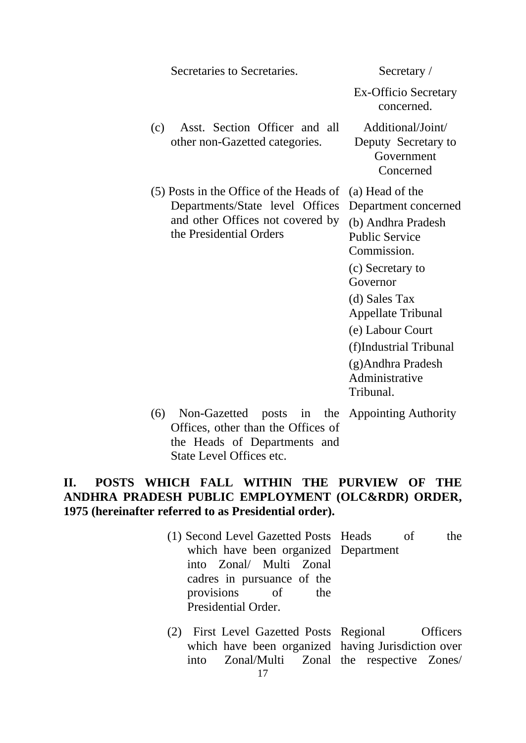| | |
|---|---|
| Secretaries to Secretaries. | Secretary / Ex-Officio Secretary concerned. |
| (c) Asst. Section Officer and all other non-Gazetted categories. | Additional/Joint/ Deputy Secretary to Government Concerned |
| (5) Posts in the Office of the Heads of Departments/State level Offices and other Offices not covered by the Presidential Orders | (a) Head of the Department concerned<br>(b) Andhra Pradesh Public Service Commission.<br>(c) Secretary to Governor<br>(d) Sales Tax Appellate Tribunal<br>(e) Labour Court<br>(f)Industrial Tribunal<br>(g)Andhra Pradesh Administrative Tribunal. |
| (6) Non-Gazetted posts in the Offices, other than the Offices of the Heads of Departments and State Level Offices etc. | Appointing Authority |

**II. POSTS WHICH FALL WITHIN THE PURVIEW OF THE ANDHRA PRADESH PUBLIC EMPLOYMENT (OLC&RDR) ORDER, 1975 (hereinafter referred to as Presidential order).**

| | |
|---|---|
| (1) Second Level Gazetted Posts which have been organized into Zonal/ Multi Zonal cadres in pursuance of the provisions of the Presidential Order. | Heads of the Department |
| (2) First Level Gazetted Posts which have been organized into Zonal/Multi Zonal | Regional Officers having Jurisdiction over the respective Zones/ |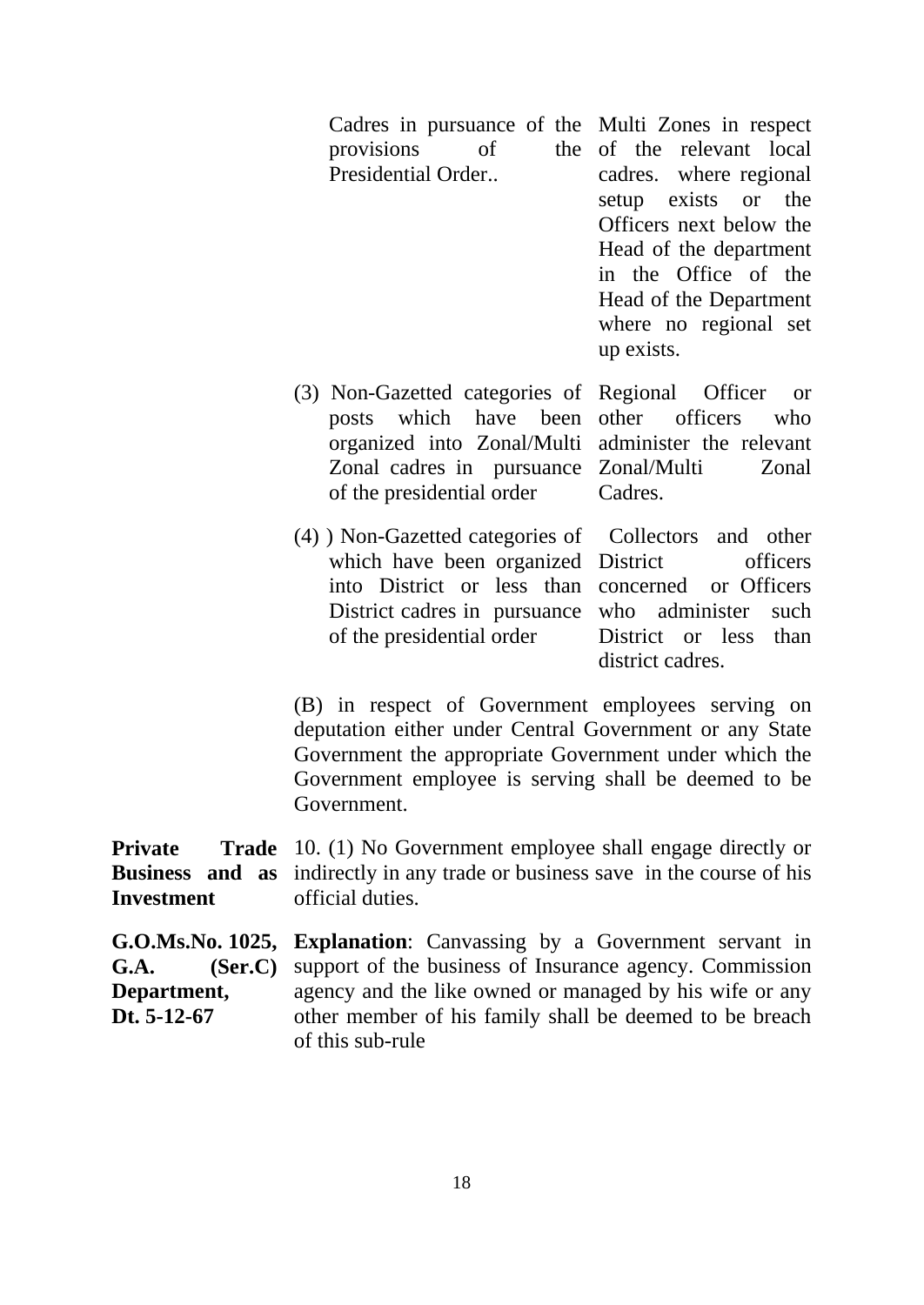| | |
|---|---|
| Cadres in pursuance of the provisions of the Presidential Order.. | Multi Zones in respect of the relevant local cadres. where regional setup exists or the Officers next below the Head of the department in the Office of the Head of the Department where no regional set up exists. |
| (3) Non-Gazetted categories of posts which have been organized into Zonal/Multi Zonal cadres in pursuance of the presidential order | Regional Officer or other officers who administer the relevant Zonal/Multi Zonal Cadres. |
| (4) ) Non-Gazetted categories of which have been organized into District or less than District cadres in pursuance of the presidential order | Collectors and other District officers concerned or Officers who administer such District or less than district cadres. |

(B) in respect of Government employees serving on deputation either under Central Government or any State Government the appropriate Government under which the Government employee is serving shall be deemed to be Government.

**Private Trade Business and as Investment**

10. (1) No Government employee shall engage directly or indirectly in any trade or business save in the course of his official duties.

**G.O.Ms.No. 1025, G.A. (Ser.C) Department, Dt. 5-12-67**

**Explanation**: Canvassing by a Government servant in support of the business of Insurance agency. Commission agency and the like owned or managed by his wife or any other member of his family shall be deemed to be breach of this sub-rule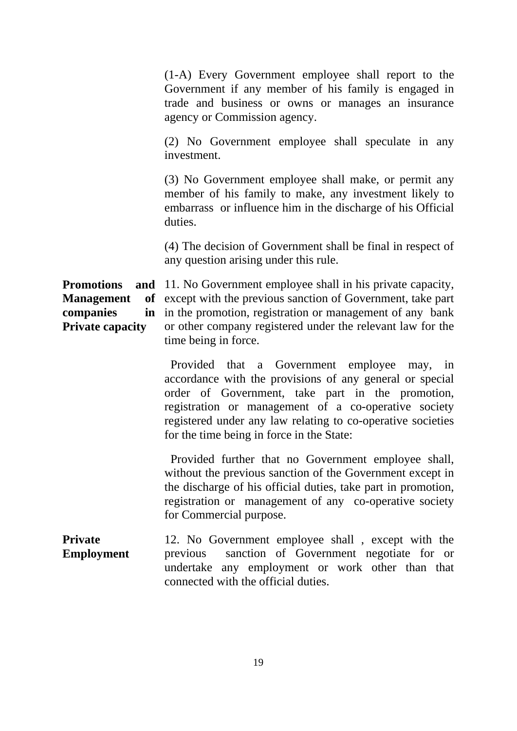(1-A) Every Government employee shall report to the Government if any member of his family is engaged in trade and business or owns or manages an insurance agency or Commission agency.

(2) No Government employee shall speculate in any investment.

(3) No Government employee shall make, or permit any member of his family to make, any investment likely to embarrass or influence him in the discharge of his Official duties.

(4) The decision of Government shall be final in respect of any question arising under this rule.

**Promotions and Management of companies in Private capacity**

11. No Government employee shall in his private capacity, except with the previous sanction of Government, take part in the promotion, registration or management of any bank or other company registered under the relevant law for the time being in force.

Provided that a Government employee may, in accordance with the provisions of any general or special order of Government, take part in the promotion, registration or management of a co-operative society registered under any law relating to co-operative societies for the time being in force in the State:

Provided further that no Government employee shall, without the previous sanction of the Government except in the discharge of his official duties, take part in promotion, registration or management of any co-operative society for Commercial purpose.

**Private Employment**

12. No Government employee shall , except with the previous sanction of Government negotiate for or undertake any employment or work other than that connected with the official duties.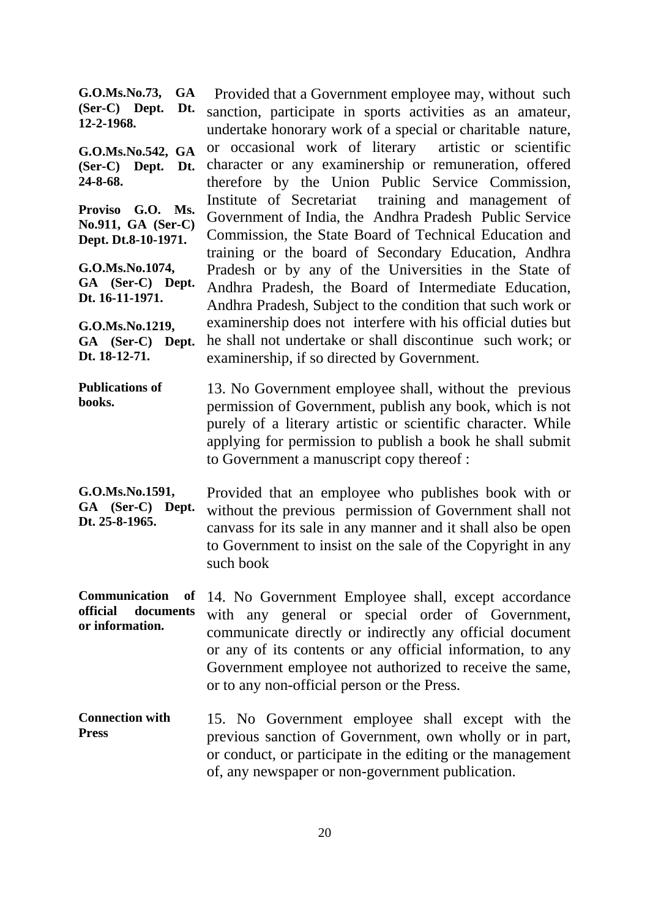**G.O.Ms.No.73, GA (Ser-C) Dept. Dt. 12-2-1968.**

**G.O.Ms.No.542, GA (Ser-C) Dept. Dt. 24-8-68.**

**Proviso G.O. Ms. No.911, GA (Ser-C) Dept. Dt.8-10-1971.**

**G.O.Ms.No.1074, GA (Ser-C) Dept. Dt. 16-11-1971.**

**G.O.Ms.No.1219, GA (Ser-C) Dept. Dt. 18-12-71.**

Provided that a Government employee may, without such sanction, participate in sports activities as an amateur, undertake honorary work of a special or charitable nature, or occasional work of literary artistic or scientific character or any examinership or remuneration, offered therefore by the Union Public Service Commission, Institute of Secretariat training and management of Government of India, the Andhra Pradesh Public Service Commission, the State Board of Technical Education and training or the board of Secondary Education, Andhra Pradesh or by any of the Universities in the State of Andhra Pradesh, the Board of Intermediate Education, Andhra Pradesh, Subject to the condition that such work or examinership does not interfere with his official duties but he shall not undertake or shall discontinue such work; or examinership, if so directed by Government.

**Publications of books.**

13. No Government employee shall, without the previous permission of Government, publish any book, which is not purely of a literary artistic or scientific character. While applying for permission to publish a book he shall submit to Government a manuscript copy thereof :

**G.O.Ms.No.1591, GA (Ser-C) Dept. Dt. 25-8-1965.**

Provided that an employee who publishes book with or without the previous permission of Government shall not canvass for its sale in any manner and it shall also be open to Government to insist on the sale of the Copyright in any such book

**Communication of official documents or information.**

14. No Government Employee shall, except accordance with any general or special order of Government, communicate directly or indirectly any official document or any of its contents or any official information, to any Government employee not authorized to receive the same, or to any non-official person or the Press.

**Connection with Press**

15. No Government employee shall except with the previous sanction of Government, own wholly or in part, or conduct, or participate in the editing or the management of, any newspaper or non-government publication.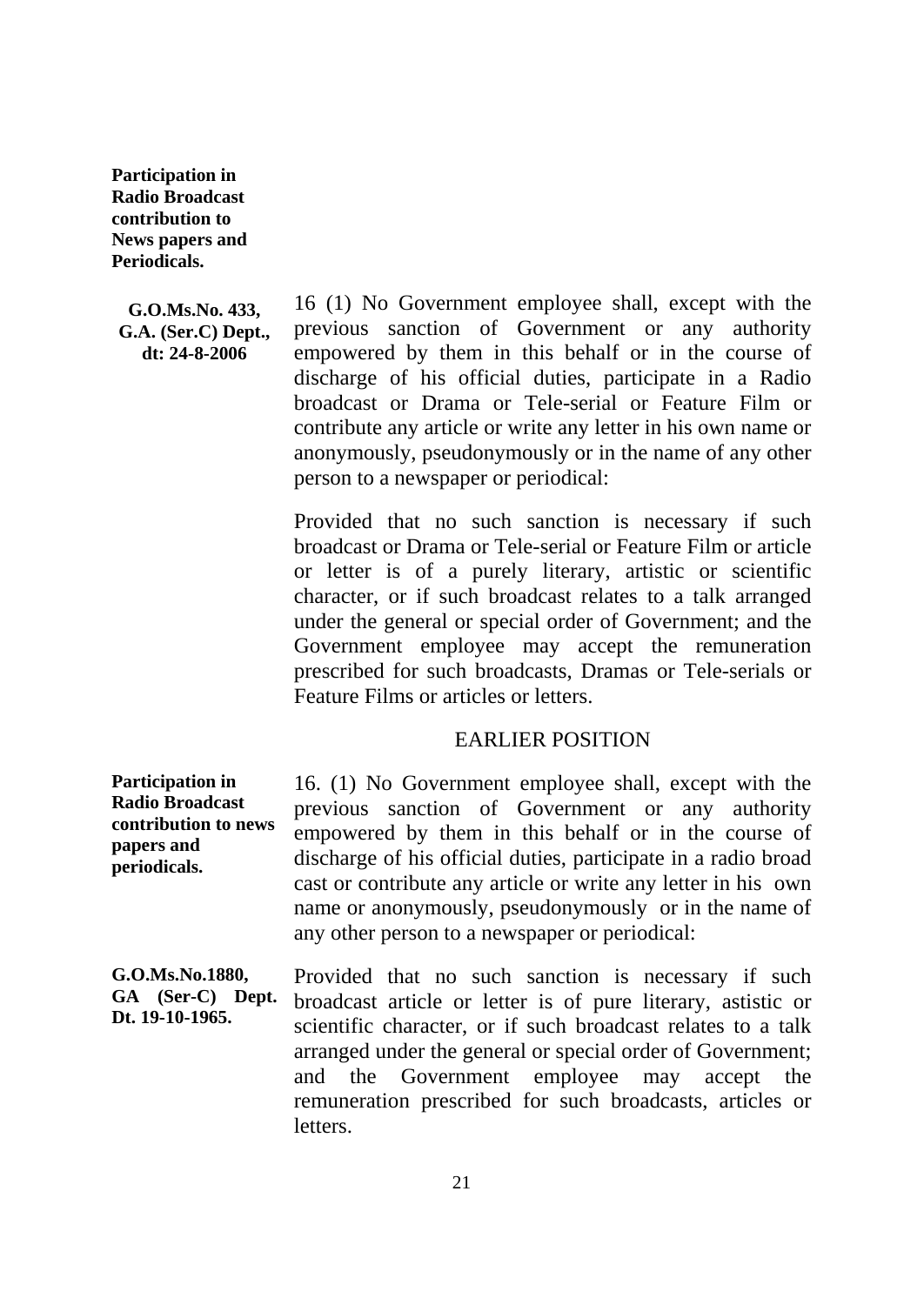**Participation in Radio Broadcast contribution to News papers and Periodicals.**

**G.O.Ms.No. 433, G.A. (Ser.C) Dept., dt: 24-8-2006**

16 (1) No Government employee shall, except with the previous sanction of Government or any authority empowered by them in this behalf or in the course of discharge of his official duties, participate in a Radio broadcast or Drama or Tele-serial or Feature Film or contribute any article or write any letter in his own name or anonymously, pseudonymously or in the name of any other person to a newspaper or periodical:

Provided that no such sanction is necessary if such broadcast or Drama or Tele-serial or Feature Film or article or letter is of a purely literary, artistic or scientific character, or if such broadcast relates to a talk arranged under the general or special order of Government; and the Government employee may accept the remuneration prescribed for such broadcasts, Dramas or Tele-serials or Feature Films or articles or letters.

EARLIER POSITION

**Participation in Radio Broadcast contribution to news papers and periodicals.**

16. (1) No Government employee shall, except with the previous sanction of Government or any authority empowered by them in this behalf or in the course of discharge of his official duties, participate in a radio broad cast or contribute any article or write any letter in his own name or anonymously, pseudonymously or in the name of any other person to a newspaper or periodical:

**G.O.Ms.No.1880, GA (Ser-C) Dept. Dt. 19-10-1965.**

Provided that no such sanction is necessary if such broadcast article or letter is of pure literary, astistic or scientific character, or if such broadcast relates to a talk arranged under the general or special order of Government; and the Government employee may accept the remuneration prescribed for such broadcasts, articles or letters.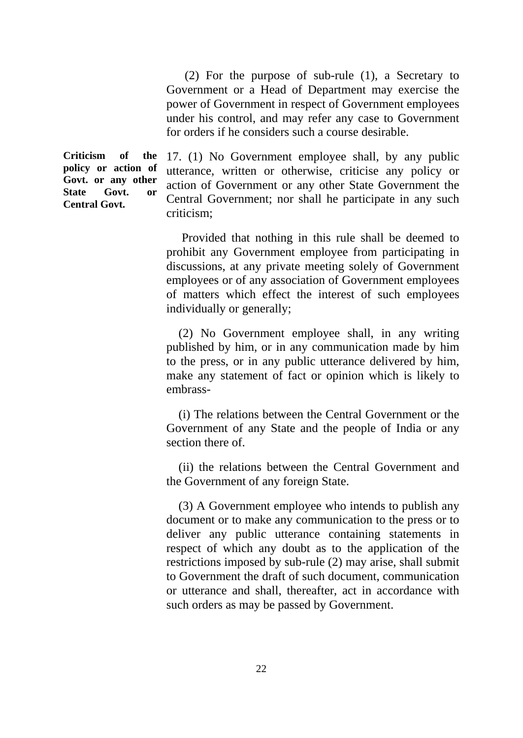(2) For the purpose of sub-rule (1), a Secretary to Government or a Head of Department may exercise the power of Government in respect of Government employees under his control, and may refer any case to Government for orders if he considers such a course desirable.

**Criticism of the policy or action of Govt. or any other State Govt. or Central Govt.**

17. (1) No Government employee shall, by any public utterance, written or otherwise, criticise any policy or action of Government or any other State Government the Central Government; nor shall he participate in any such criticism;

Provided that nothing in this rule shall be deemed to prohibit any Government employee from participating in discussions, at any private meeting solely of Government employees or of any association of Government employees of matters which effect the interest of such employees individually or generally;

(2) No Government employee shall, in any writing published by him, or in any communication made by him to the press, or in any public utterance delivered by him, make any statement of fact or opinion which is likely to embrass-

(i) The relations between the Central Government or the Government of any State and the people of India or any section there of.

(ii) the relations between the Central Government and the Government of any foreign State.

(3) A Government employee who intends to publish any document or to make any communication to the press or to deliver any public utterance containing statements in respect of which any doubt as to the application of the restrictions imposed by sub-rule (2) may arise, shall submit to Government the draft of such document, communication or utterance and shall, thereafter, act in accordance with such orders as may be passed by Government.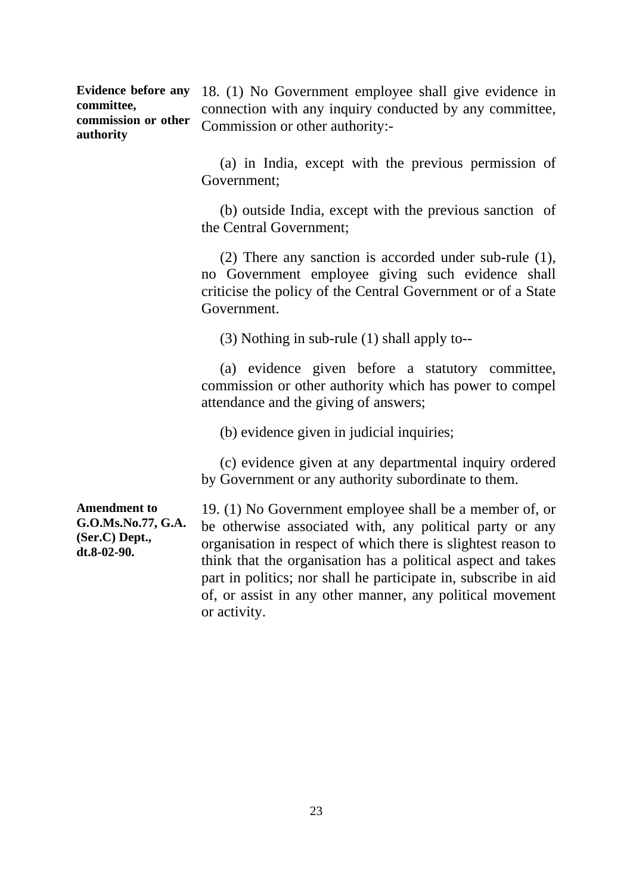**Evidence before any committee, commission or other authority**

18. (1) No Government employee shall give evidence in connection with any inquiry conducted by any committee, Commission or other authority:-

(a) in India, except with the previous permission of Government;

(b) outside India, except with the previous sanction of the Central Government;

(2) There any sanction is accorded under sub-rule (1), no Government employee giving such evidence shall criticise the policy of the Central Government or of a State Government.

(3) Nothing in sub-rule (1) shall apply to--

(a) evidence given before a statutory committee, commission or other authority which has power to compel attendance and the giving of answers;

(b) evidence given in judicial inquiries;

(c) evidence given at any departmental inquiry ordered by Government or any authority subordinate to them.

**Amendment to G.O.Ms.No.77, G.A. (Ser.C) Dept., dt.8-02-90.**

19. (1) No Government employee shall be a member of, or be otherwise associated with, any political party or any organisation in respect of which there is slightest reason to think that the organisation has a political aspect and takes part in politics; nor shall he participate in, subscribe in aid of, or assist in any other manner, any political movement or activity.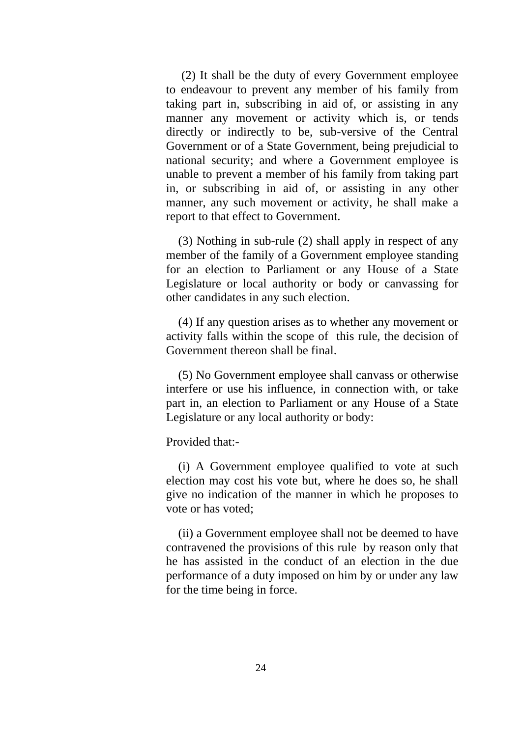(2) It shall be the duty of every Government employee to endeavour to prevent any member of his family from taking part in, subscribing in aid of, or assisting in any manner any movement or activity which is, or tends directly or indirectly to be, sub-versive of the Central Government or of a State Government, being prejudicial to national security; and where a Government employee is unable to prevent a member of his family from taking part in, or subscribing in aid of, or assisting in any other manner, any such movement or activity, he shall make a report to that effect to Government.

(3) Nothing in sub-rule (2) shall apply in respect of any member of the family of a Government employee standing for an election to Parliament or any House of a State Legislature or local authority or body or canvassing for other candidates in any such election.

(4) If any question arises as to whether any movement or activity falls within the scope of this rule, the decision of Government thereon shall be final.

(5) No Government employee shall canvass or otherwise interfere or use his influence, in connection with, or take part in, an election to Parliament or any House of a State Legislature or any local authority or body:

Provided that:-

(i) A Government employee qualified to vote at such election may cost his vote but, where he does so, he shall give no indication of the manner in which he proposes to vote or has voted;

(ii) a Government employee shall not be deemed to have contravened the provisions of this rule by reason only that he has assisted in the conduct of an election in the due performance of a duty imposed on him by or under any law for the time being in force.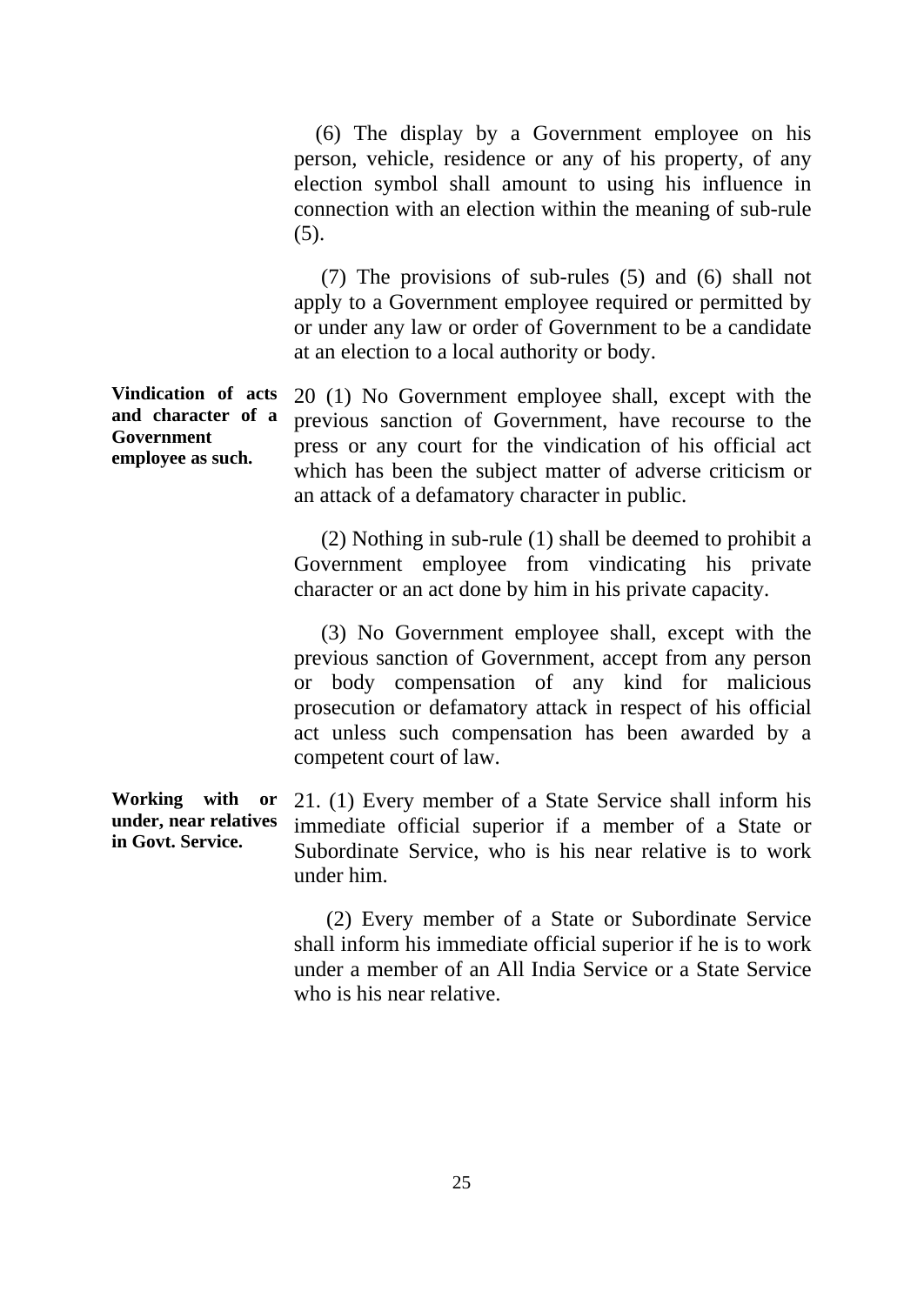(6) The display by a Government employee on his person, vehicle, residence or any of his property, of any election symbol shall amount to using his influence in connection with an election within the meaning of sub-rule (5).

(7) The provisions of sub-rules (5) and (6) shall not apply to a Government employee required or permitted by or under any law or order of Government to be a candidate at an election to a local authority or body.

**Vindication of acts and character of a Government employee as such.**

20 (1) No Government employee shall, except with the previous sanction of Government, have recourse to the press or any court for the vindication of his official act which has been the subject matter of adverse criticism or an attack of a defamatory character in public.

(2) Nothing in sub-rule (1) shall be deemed to prohibit a Government employee from vindicating his private character or an act done by him in his private capacity.

(3) No Government employee shall, except with the previous sanction of Government, accept from any person or body compensation of any kind for malicious prosecution or defamatory attack in respect of his official act unless such compensation has been awarded by a competent court of law.

**Working with or under, near relatives in Govt. Service.**

21. (1) Every member of a State Service shall inform his immediate official superior if a member of a State or Subordinate Service, who is his near relative is to work under him.

(2) Every member of a State or Subordinate Service shall inform his immediate official superior if he is to work under a member of an All India Service or a State Service who is his near relative.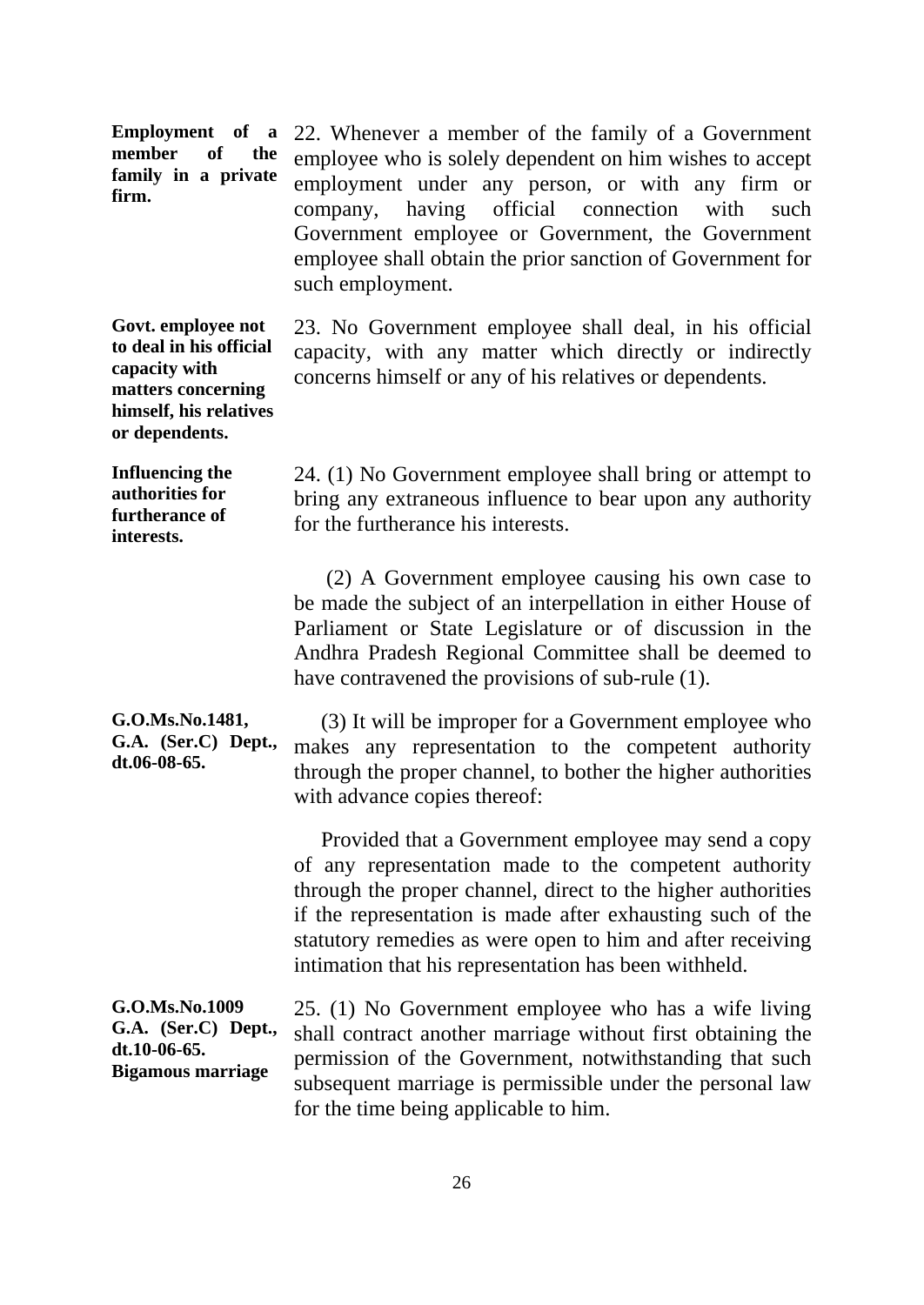**Employment of a member of the family in a private firm.**

22. Whenever a member of the family of a Government employee who is solely dependent on him wishes to accept employment under any person, or with any firm or company, having official connection with such Government employee or Government, the Government employee shall obtain the prior sanction of Government for such employment.

**Govt. employee not to deal in his official capacity with matters concerning himself, his relatives or dependents.**

23. No Government employee shall deal, in his official capacity, with any matter which directly or indirectly concerns himself or any of his relatives or dependents.

**Influencing the authorities for furtherance of interests.**

24. (1) No Government employee shall bring or attempt to bring any extraneous influence to bear upon any authority for the furtherance his interests.

(2) A Government employee causing his own case to be made the subject of an interpellation in either House of Parliament or State Legislature or of discussion in the Andhra Pradesh Regional Committee shall be deemed to have contravened the provisions of sub-rule (1).

**G.O.Ms.No.1481, G.A. (Ser.C) Dept., dt.06-08-65.**

(3) It will be improper for a Government employee who makes any representation to the competent authority through the proper channel, to bother the higher authorities with advance copies thereof:

Provided that a Government employee may send a copy of any representation made to the competent authority through the proper channel, direct to the higher authorities if the representation is made after exhausting such of the statutory remedies as were open to him and after receiving intimation that his representation has been withheld.

**G.O.Ms.No.1009 G.A. (Ser.C) Dept., dt.10-06-65.**

**Bigamous marriage**

25. (1) No Government employee who has a wife living shall contract another marriage without first obtaining the permission of the Government, notwithstanding that such subsequent marriage is permissible under the personal law for the time being applicable to him.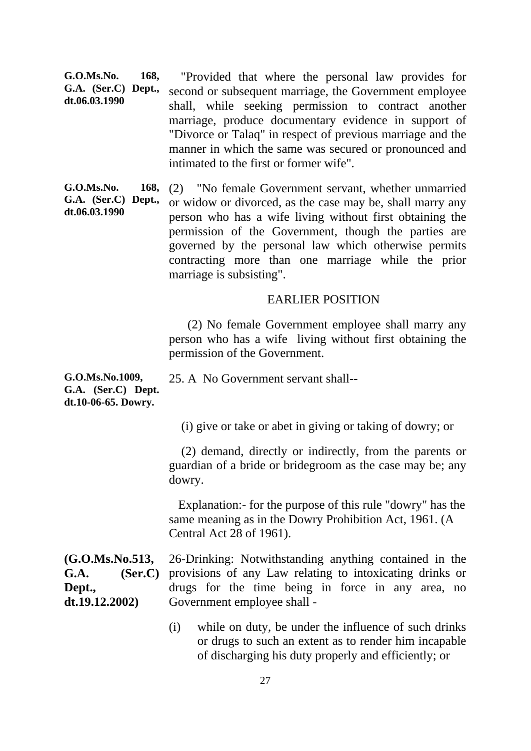**G.O.Ms.No. 168, G.A. (Ser.C) Dept., dt.06.03.1990**

"Provided that where the personal law provides for second or subsequent marriage, the Government employee shall, while seeking permission to contract another marriage, produce documentary evidence in support of "Divorce or Talaq" in respect of previous marriage and the manner in which the same was secured or pronounced and intimated to the first or former wife".

**G.O.Ms.No. 168, G.A. (Ser.C) Dept., dt.06.03.1990**

(2) "No female Government servant, whether unmarried or widow or divorced, as the case may be, shall marry any person who has a wife living without first obtaining the permission of the Government, though the parties are governed by the personal law which otherwise permits contracting more than one marriage while the prior marriage is subsisting".

EARLIER POSITION

(2) No female Government employee shall marry any person who has a wife living without first obtaining the permission of the Government.

**G.O.Ms.No.1009, G.A. (Ser.C) Dept. dt.10-06-65. Dowry.**

25. A No Government servant shall--

(i) give or take or abet in giving or taking of dowry; or

(2) demand, directly or indirectly, from the parents or guardian of a bride or bridegroom as the case may be; any dowry.

Explanation:- for the purpose of this rule "dowry" has the same meaning as in the Dowry Prohibition Act, 1961. (A Central Act 28 of 1961).

**(G.O.Ms.No.513, G.A. (Ser.C) Dept., dt.19.12.2002)**

26-Drinking: Notwithstanding anything contained in the provisions of any Law relating to intoxicating drinks or drugs for the time being in force in any area, no Government employee shall -

(i) while on duty, be under the influence of such drinks or drugs to such an extent as to render him incapable of discharging his duty properly and efficiently; or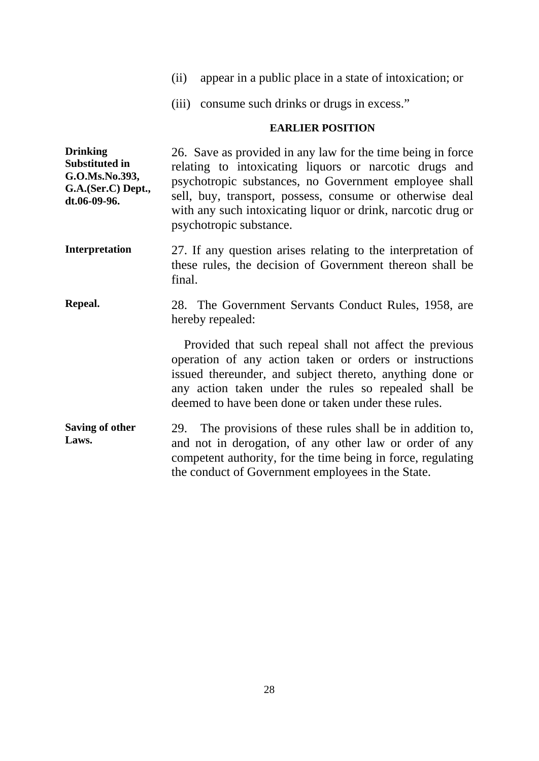(ii) appear in a public place in a state of intoxication; or

(iii) consume such drinks or drugs in excess."

**EARLIER POSITION**

**Drinking Substituted in G.O.Ms.No.393, G.A.(Ser.C) Dept., dt.06-09-96.**

26. Save as provided in any law for the time being in force relating to intoxicating liquors or narcotic drugs and psychotropic substances, no Government employee shall sell, buy, transport, possess, consume or otherwise deal with any such intoxicating liquor or drink, narcotic drug or psychotropic substance.

**Interpretation**

27. If any question arises relating to the interpretation of these rules, the decision of Government thereon shall be final.

**Repeal.**

28. The Government Servants Conduct Rules, 1958, are hereby repealed:

Provided that such repeal shall not affect the previous operation of any action taken or orders or instructions issued thereunder, and subject thereto, anything done or any action taken under the rules so repealed shall be deemed to have been done or taken under these rules.

**Saving of other Laws.**

29. The provisions of these rules shall be in addition to, and not in derogation, of any other law or order of any competent authority, for the time being in force, regulating the conduct of Government employees in the State.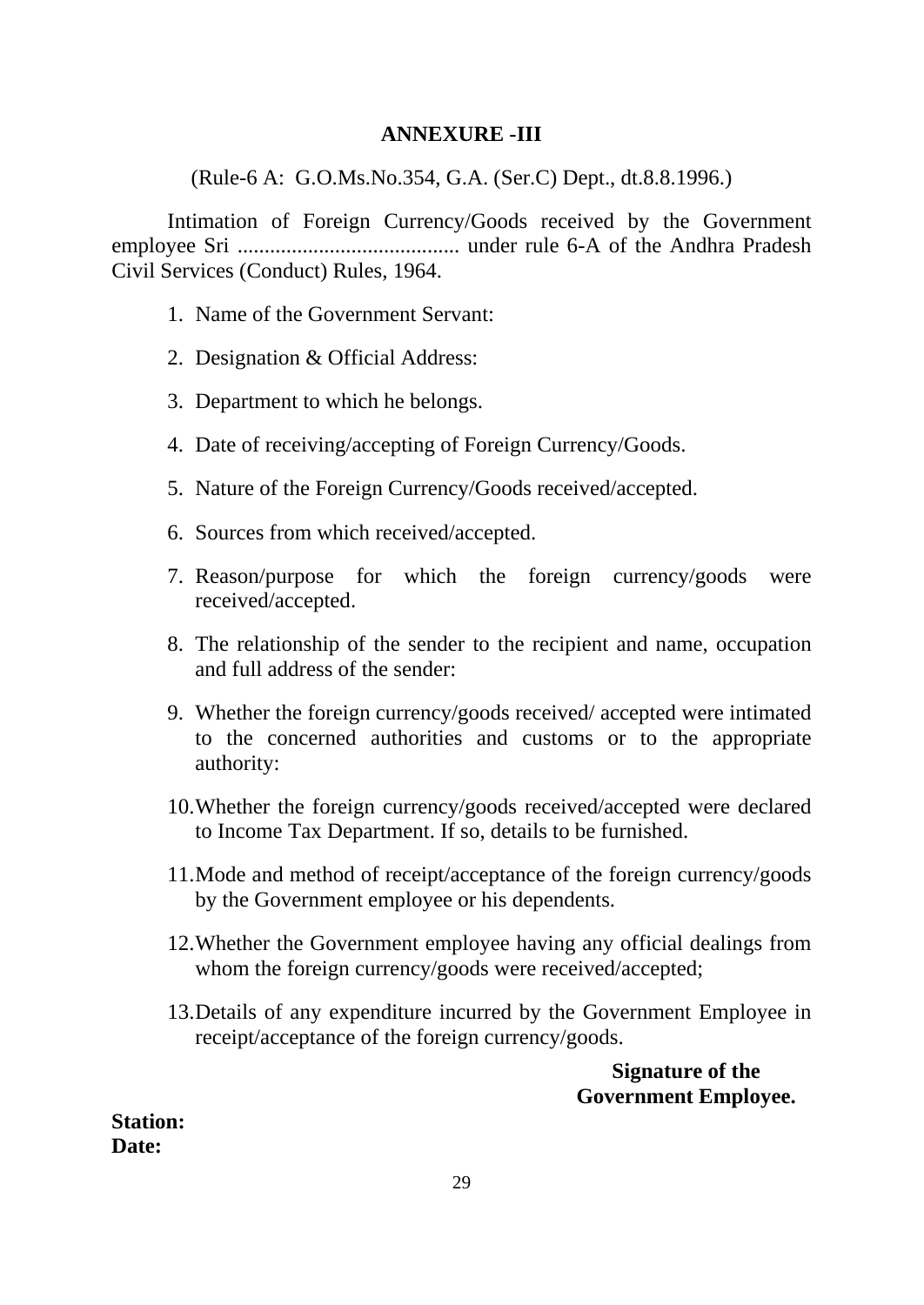# ANNEXURE -III

(Rule-6 A: G.O.Ms.No.354, G.A. (Ser.C) Dept., dt.8.8.1996.)

Intimation of Foreign Currency/Goods received by the Government employee Sri ......................................... under rule 6-A of the Andhra Pradesh Civil Services (Conduct) Rules, 1964.

1. Name of the Government Servant:
2. Designation & Official Address:
3. Department to which he belongs.
4. Date of receiving/accepting of Foreign Currency/Goods.
5. Nature of the Foreign Currency/Goods received/accepted.
6. Sources from which received/accepted.
7. Reason/purpose for which the foreign currency/goods were received/accepted.
8. The relationship of the sender to the recipient and name, occupation and full address of the sender:
9. Whether the foreign currency/goods received/ accepted were intimated to the concerned authorities and customs or to the appropriate authority:
10. Whether the foreign currency/goods received/accepted were declared to Income Tax Department. If so, details to be furnished.
11. Mode and method of receipt/acceptance of the foreign currency/goods by the Government employee or his dependents.
12. Whether the Government employee having any official dealings from whom the foreign currency/goods were received/accepted;
13. Details of any expenditure incurred by the Government Employee in receipt/acceptance of the foreign currency/goods.

**Signature of the Government Employee.**

**Station:**
**Date:**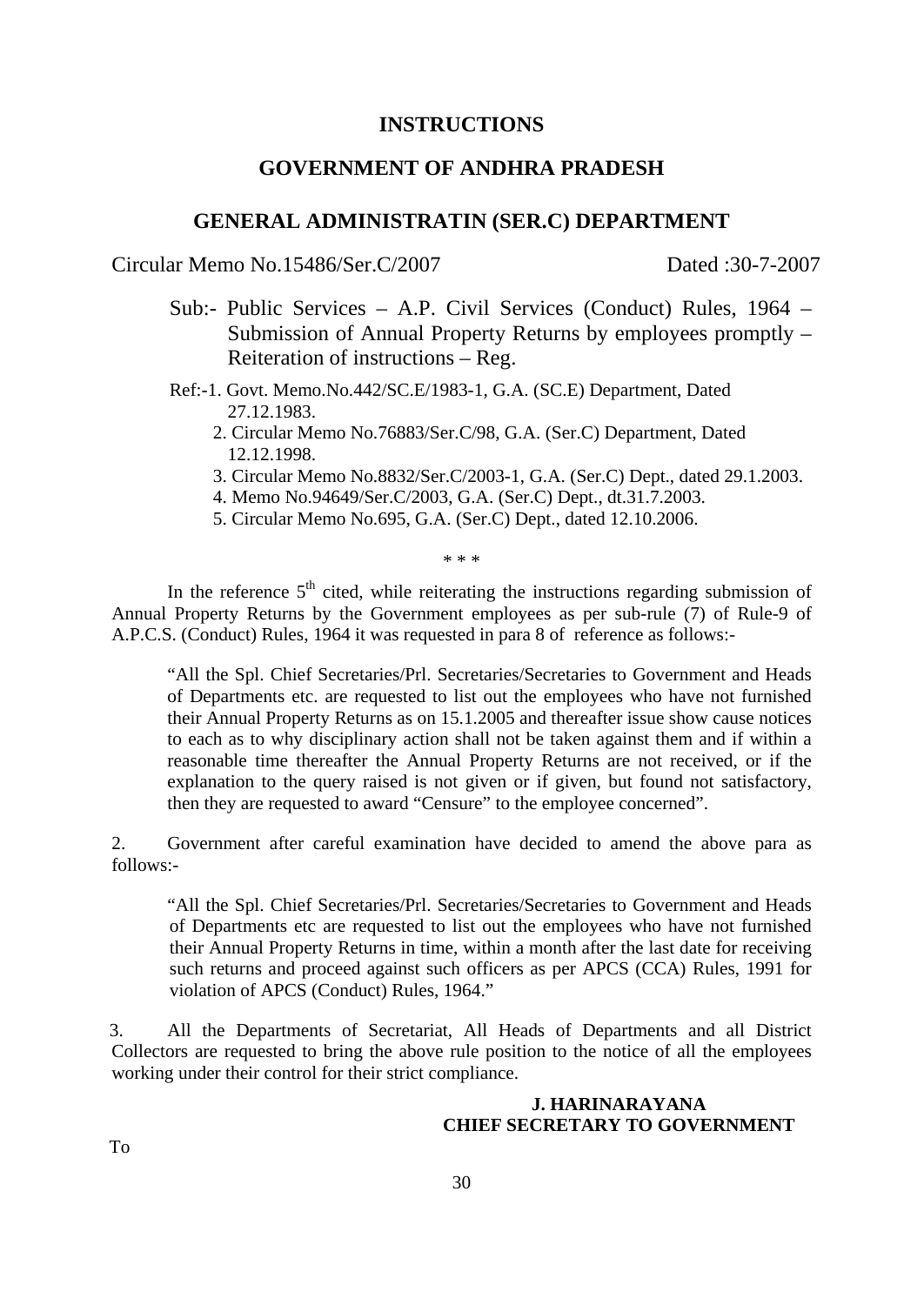# INSTRUCTIONS

## GOVERNMENT OF ANDHRA PRADESH

## GENERAL ADMINISTRATIN (SER.C) DEPARTMENT

Circular Memo No.15486/Ser.C/2007 Dated :30-7-2007

Sub:- Public Services – A.P. Civil Services (Conduct) Rules, 1964 – Submission of Annual Property Returns by employees promptly – Reiteration of instructions – Reg.

Ref:-1. Govt. Memo.No.442/SC.E/1983-1, G.A. (SC.E) Department, Dated 27.12.1983.
2. Circular Memo No.76883/Ser.C/98, G.A. (Ser.C) Department, Dated 12.12.1998.
3. Circular Memo No.8832/Ser.C/2003-1, G.A. (Ser.C) Dept., dated 29.1.2003.
4. Memo No.94649/Ser.C/2003, G.A. (Ser.C) Dept., dt.31.7.2003.
5. Circular Memo No.695, G.A. (Ser.C) Dept., dated 12.10.2006.

\* \* \*

In the reference 5th cited, while reiterating the instructions regarding submission of Annual Property Returns by the Government employees as per sub-rule (7) of Rule-9 of A.P.C.S. (Conduct) Rules, 1964 it was requested in para 8 of reference as follows:-

> "All the Spl. Chief Secretaries/Prl. Secretaries/Secretaries to Government and Heads of Departments etc. are requested to list out the employees who have not furnished their Annual Property Returns as on 15.1.2005 and thereafter issue show cause notices to each as to why disciplinary action shall not be taken against them and if within a reasonable time thereafter the Annual Property Returns are not received, or if the explanation to the query raised is not given or if given, but found not satisfactory, then they are requested to award "Censure" to the employee concerned".

2. Government after careful examination have decided to amend the above para as follows:-

> "All the Spl. Chief Secretaries/Prl. Secretaries/Secretaries to Government and Heads of Departments etc are requested to list out the employees who have not furnished their Annual Property Returns in time, within a month after the last date for receiving such returns and proceed against such officers as per APCS (CCA) Rules, 1991 for violation of APCS (Conduct) Rules, 1964."

3. All the Departments of Secretariat, All Heads of Departments and all District Collectors are requested to bring the above rule position to the notice of all the employees working under their control for their strict compliance.

**J. HARINARAYANA**
**CHIEF SECRETARY TO GOVERNMENT**

To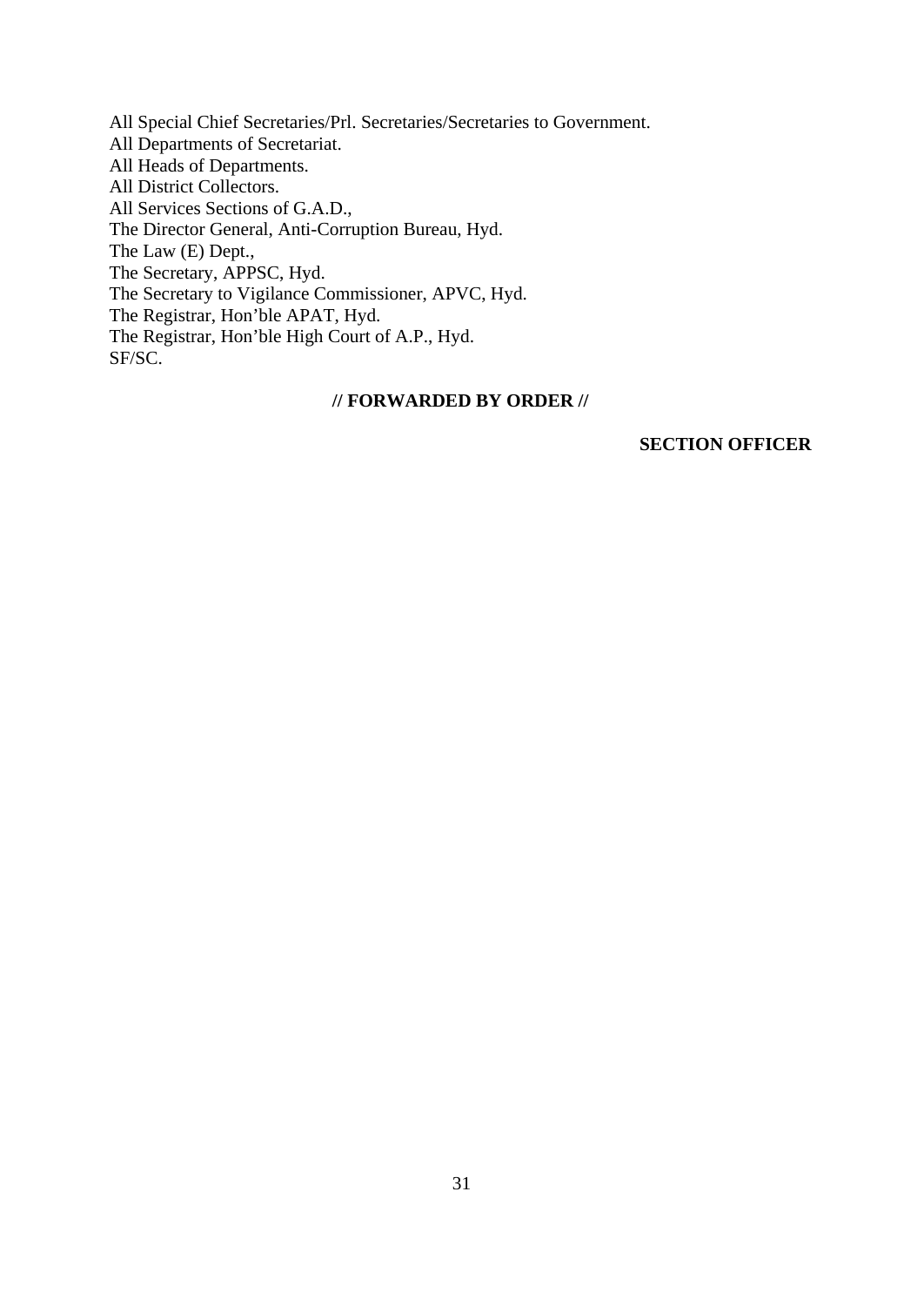All Special Chief Secretaries/Prl. Secretaries/Secretaries to Government.  
All Departments of Secretariat.  
All Heads of Departments.  
All District Collectors.  
All Services Sections of G.A.D.,  
The Director General, Anti-Corruption Bureau, Hyd.  
The Law (E) Dept.,  
The Secretary, APPSC, Hyd.  
The Secretary to Vigilance Commissioner, APVC, Hyd.  
The Registrar, Hon'ble APAT, Hyd.  
The Registrar, Hon'ble High Court of A.P., Hyd.  
SF/SC.

**// FORWARDED BY ORDER //**

**SECTION OFFICER**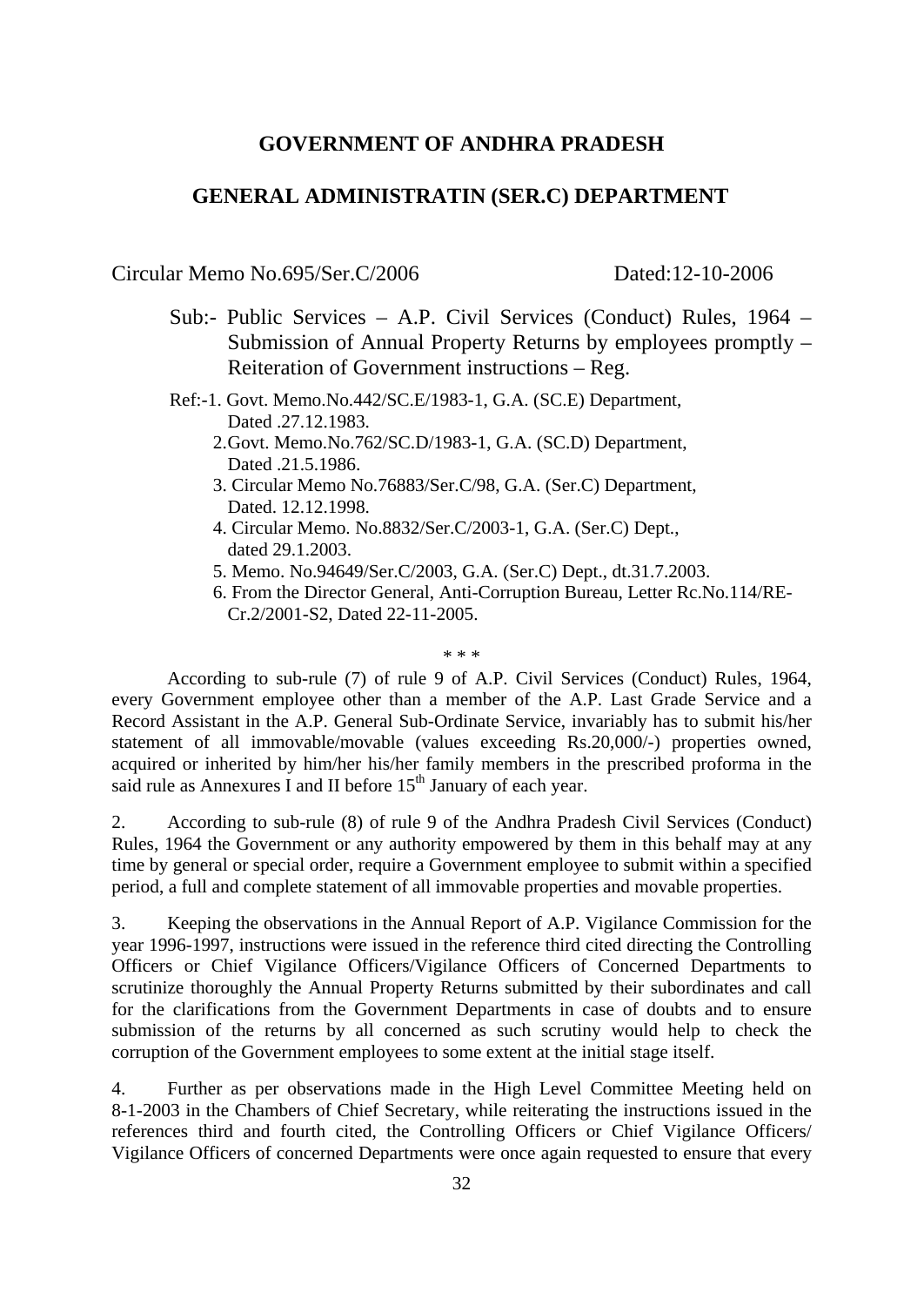**GOVERNMENT OF ANDHRA PRADESH**

**GENERAL ADMINISTRATIN (SER.C) DEPARTMENT**

Circular Memo No.695/Ser.C/2006 Dated:12-10-2006

Sub:- Public Services – A.P. Civil Services (Conduct) Rules, 1964 – Submission of Annual Property Returns by employees promptly – Reiteration of Government instructions – Reg.

Ref:-1. Govt. Memo.No.442/SC.E/1983-1, G.A. (SC.E) Department, Dated .27.12.1983.
2. Govt. Memo.No.762/SC.D/1983-1, G.A. (SC.D) Department, Dated .21.5.1986.
3. Circular Memo No.76883/Ser.C/98, G.A. (Ser.C) Department, Dated. 12.12.1998.
4. Circular Memo. No.8832/Ser.C/2003-1, G.A. (Ser.C) Dept., dated 29.1.2003.
5. Memo. No.94649/Ser.C/2003, G.A. (Ser.C) Dept., dt.31.7.2003.
6. From the Director General, Anti-Corruption Bureau, Letter Rc.No.114/RE-Cr.2/2001-S2, Dated 22-11-2005.

\* \* \*

According to sub-rule (7) of rule 9 of A.P. Civil Services (Conduct) Rules, 1964, every Government employee other than a member of the A.P. Last Grade Service and a Record Assistant in the A.P. General Sub-Ordinate Service, invariably has to submit his/her statement of all immovable/movable (values exceeding Rs.20,000/-) properties owned, acquired or inherited by him/her his/her family members in the prescribed proforma in the said rule as Annexures I and II before 15th January of each year.

2. According to sub-rule (8) of rule 9 of the Andhra Pradesh Civil Services (Conduct) Rules, 1964 the Government or any authority empowered by them in this behalf may at any time by general or special order, require a Government employee to submit within a specified period, a full and complete statement of all immovable properties and movable properties.

3. Keeping the observations in the Annual Report of A.P. Vigilance Commission for the year 1996-1997, instructions were issued in the reference third cited directing the Controlling Officers or Chief Vigilance Officers/Vigilance Officers of Concerned Departments to scrutinize thoroughly the Annual Property Returns submitted by their subordinates and call for the clarifications from the Government Departments in case of doubts and to ensure submission of the returns by all concerned as such scrutiny would help to check the corruption of the Government employees to some extent at the initial stage itself.

4. Further as per observations made in the High Level Committee Meeting held on 8-1-2003 in the Chambers of Chief Secretary, while reiterating the instructions issued in the references third and fourth cited, the Controlling Officers or Chief Vigilance Officers/ Vigilance Officers of concerned Departments were once again requested to ensure that every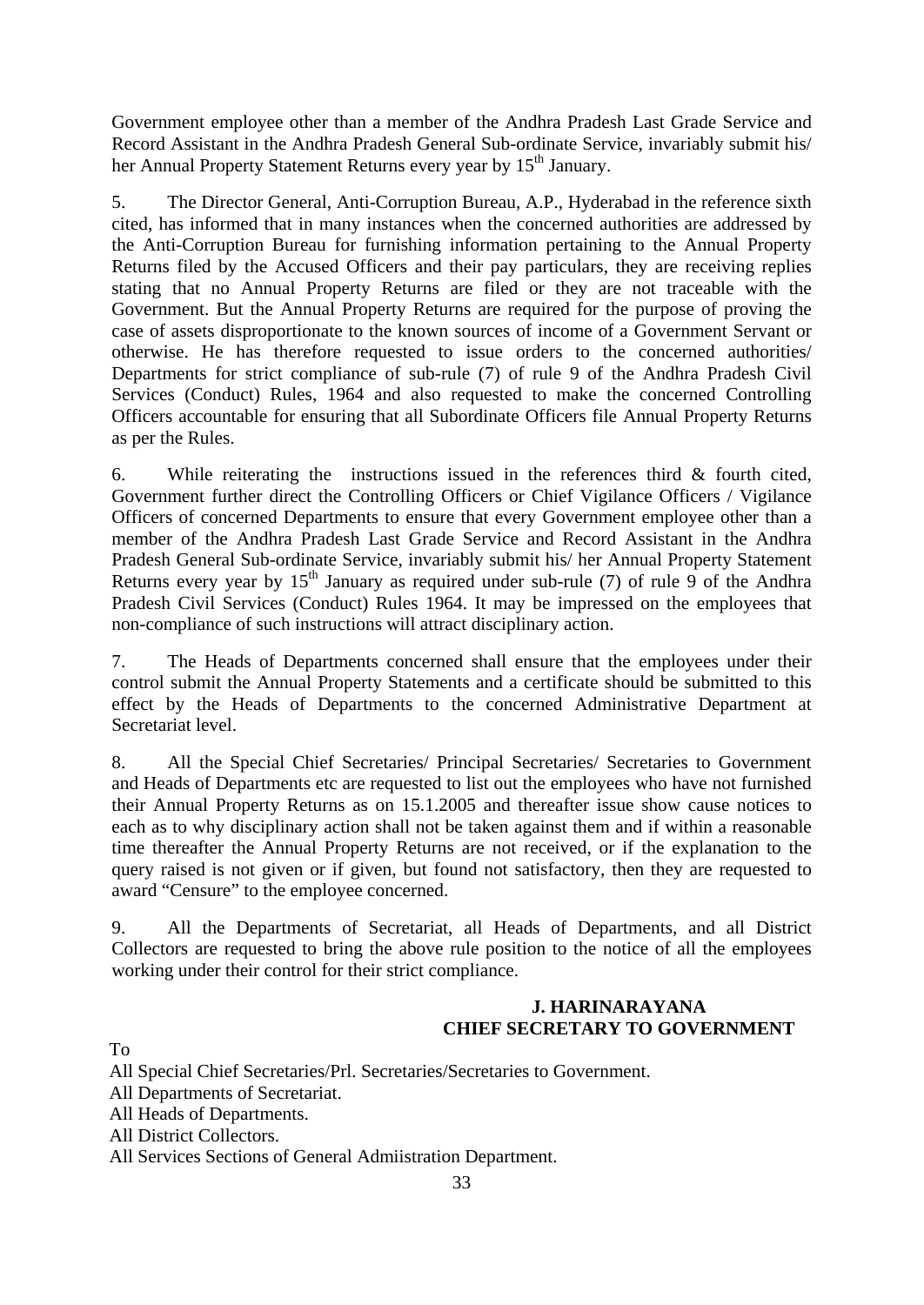Government employee other than a member of the Andhra Pradesh Last Grade Service and Record Assistant in the Andhra Pradesh General Sub-ordinate Service, invariably submit his/ her Annual Property Statement Returns every year by 15th January.

5. The Director General, Anti-Corruption Bureau, A.P., Hyderabad in the reference sixth cited, has informed that in many instances when the concerned authorities are addressed by the Anti-Corruption Bureau for furnishing information pertaining to the Annual Property Returns filed by the Accused Officers and their pay particulars, they are receiving replies stating that no Annual Property Returns are filed or they are not traceable with the Government. But the Annual Property Returns are required for the purpose of proving the case of assets disproportionate to the known sources of income of a Government Servant or otherwise. He has therefore requested to issue orders to the concerned authorities/ Departments for strict compliance of sub-rule (7) of rule 9 of the Andhra Pradesh Civil Services (Conduct) Rules, 1964 and also requested to make the concerned Controlling Officers accountable for ensuring that all Subordinate Officers file Annual Property Returns as per the Rules.

6. While reiterating the instructions issued in the references third & fourth cited, Government further direct the Controlling Officers or Chief Vigilance Officers / Vigilance Officers of concerned Departments to ensure that every Government employee other than a member of the Andhra Pradesh Last Grade Service and Record Assistant in the Andhra Pradesh General Sub-ordinate Service, invariably submit his/ her Annual Property Statement Returns every year by 15th January as required under sub-rule (7) of rule 9 of the Andhra Pradesh Civil Services (Conduct) Rules 1964. It may be impressed on the employees that non-compliance of such instructions will attract disciplinary action.

7. The Heads of Departments concerned shall ensure that the employees under their control submit the Annual Property Statements and a certificate should be submitted to this effect by the Heads of Departments to the concerned Administrative Department at Secretariat level.

8. All the Special Chief Secretaries/ Principal Secretaries/ Secretaries to Government and Heads of Departments etc are requested to list out the employees who have not furnished their Annual Property Returns as on 15.1.2005 and thereafter issue show cause notices to each as to why disciplinary action shall not be taken against them and if within a reasonable time thereafter the Annual Property Returns are not received, or if the explanation to the query raised is not given or if given, but found not satisfactory, then they are requested to award "Censure" to the employee concerned.

9. All the Departments of Secretariat, all Heads of Departments, and all District Collectors are requested to bring the above rule position to the notice of all the employees working under their control for their strict compliance.

**J. HARINARAYANA**
**CHIEF SECRETARY TO GOVERNMENT**

To
All Special Chief Secretaries/Prl. Secretaries/Secretaries to Government.
All Departments of Secretariat.
All Heads of Departments.
All District Collectors.
All Services Sections of General Admiistration Department.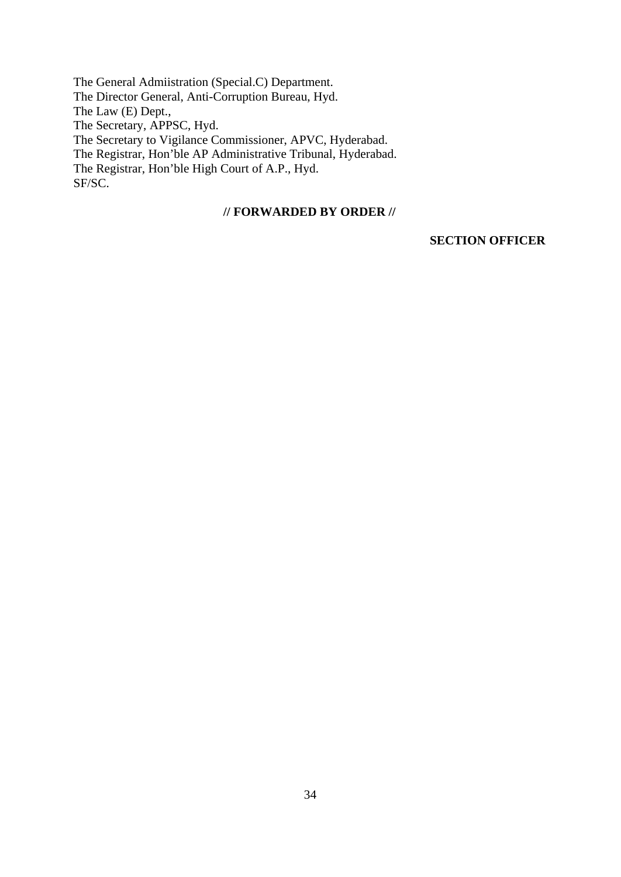The General Admiistration (Special.C) Department.
The Director General, Anti-Corruption Bureau, Hyd.
The Law (E) Dept.,
The Secretary, APPSC, Hyd.
The Secretary to Vigilance Commissioner, APVC, Hyderabad.
The Registrar, Hon'ble AP Administrative Tribunal, Hyderabad.
The Registrar, Hon'ble High Court of A.P., Hyd.
SF/SC.

**// FORWARDED BY ORDER //**

**SECTION OFFICER**